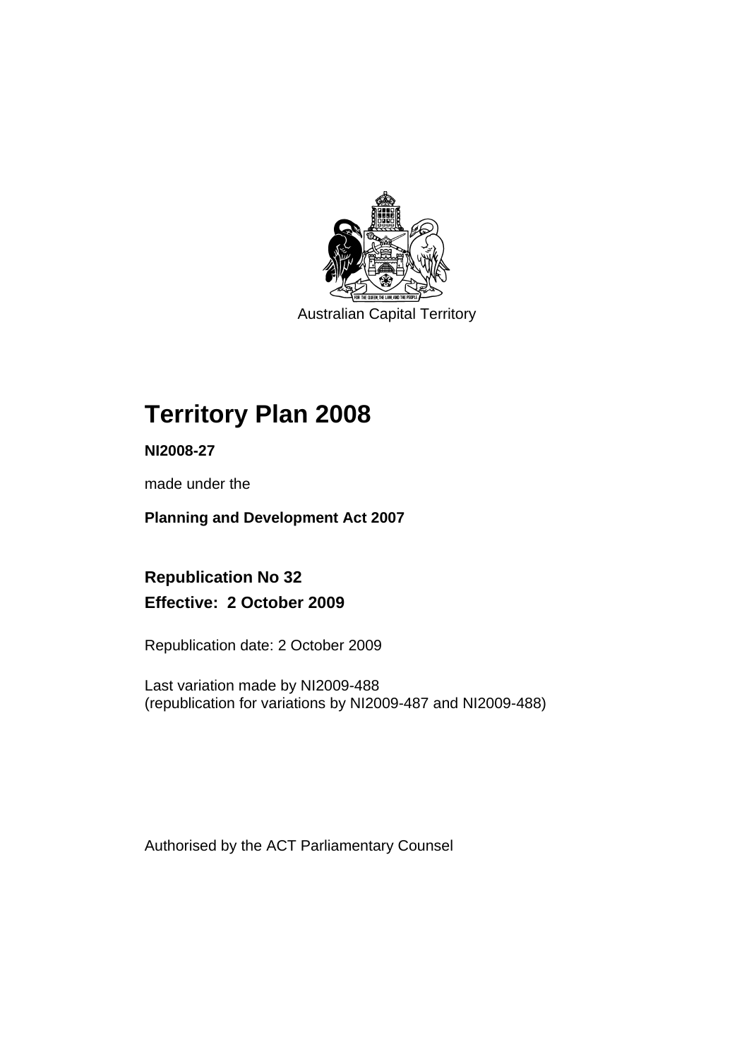Australian Capital Territory

# Territory Plan 2008

**NI2008-27**

made under the

**Planning and Development Act 2007**

## Republication No 32
## Effective: 2 October 2009

Republication date: 2 October 2009

Last variation made by NI2009-488
(republication for variations by NI2009-487 and NI2009-488)

Authorised by the ACT Parliamentary Counsel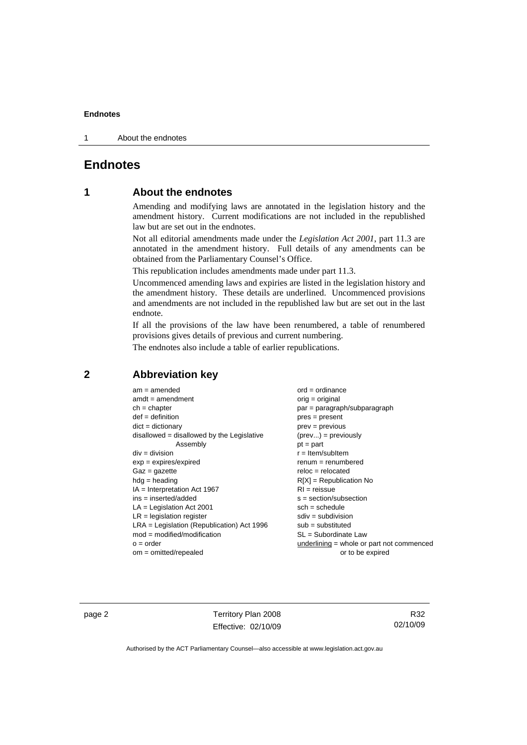# Endnotes

## 1 About the endnotes

Amending and modifying laws are annotated in the legislation history and the amendment history. Current modifications are not included in the republished law but are set out in the endnotes.

Not all editorial amendments made under the *Legislation Act 2001*, part 11.3 are annotated in the amendment history. Full details of any amendments can be obtained from the Parliamentary Counsel's Office.

This republication includes amendments made under part 11.3.

Uncommenced amending laws and expiries are listed in the legislation history and the amendment history. These details are underlined. Uncommenced provisions and amendments are not included in the republished law but are set out in the last endnote.

If all the provisions of the law have been renumbered, a table of renumbered provisions gives details of previous and current numbering.

The endnotes also include a table of earlier republications.

## 2 Abbreviation key

am = amended
amdt = amendment
ch = chapter
def = definition
dict = dictionary
disallowed = disallowed by the Legislative Assembly
div = division
exp = expires/expired
Gaz = gazette
hdg = heading
IA = Interpretation Act 1967
ins = inserted/added
LA = Legislation Act 2001
LR = legislation register
LRA = Legislation (Republication) Act 1996
mod = modified/modification
o = order
om = omitted/repealed
ord = ordinance
orig = original
par = paragraph/subparagraph
pres = present
prev = previous
(prev...) = previously
pt = part
r = Item/subItem
renum = renumbered
reloc = relocated
R[X] = Republication No
RI = reissue
s = section/subsection
sch = schedule
sdiv = subdivision
sub = substituted
SL = Subordinate Law
underlining = whole or part not commenced or to be expired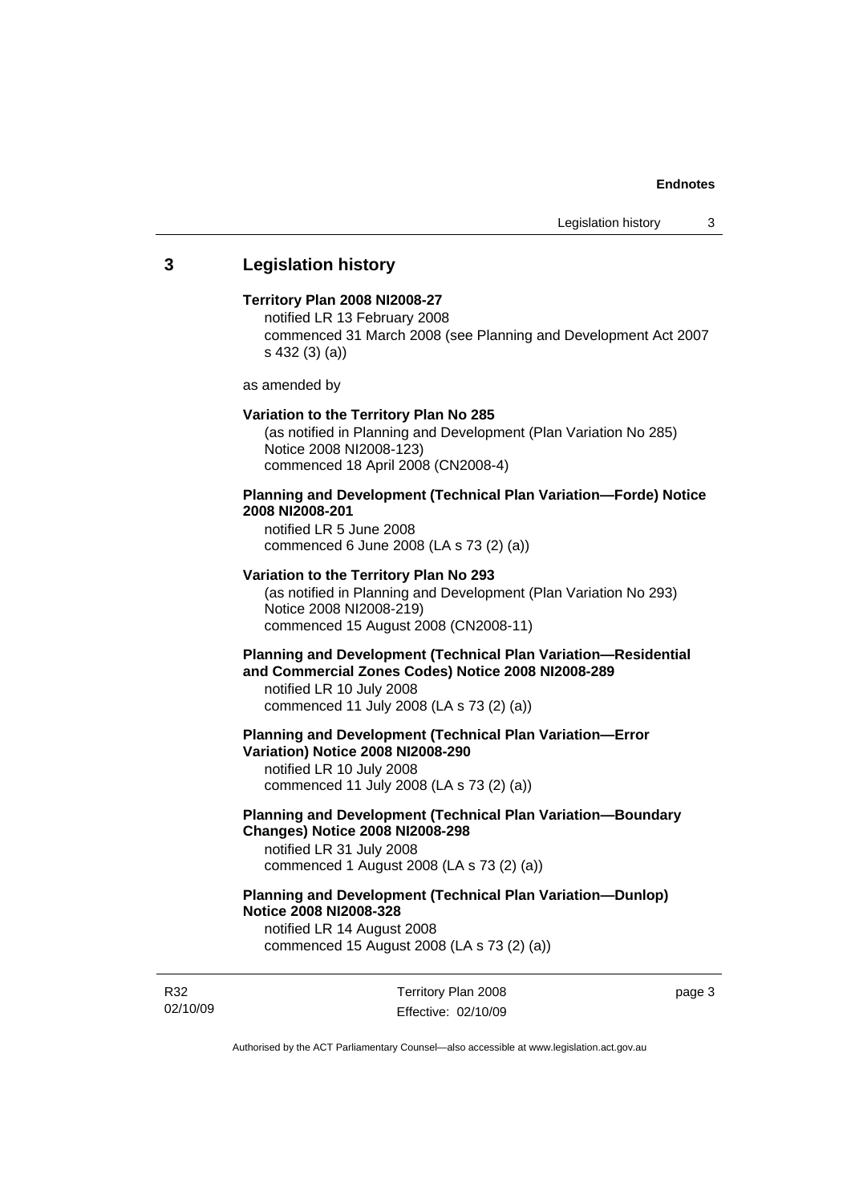## 3 Legislation history

**Territory Plan 2008 NI2008-27**

notified LR 13 February 2008

commenced 31 March 2008 (see Planning and Development Act 2007 s 432 (3) (a))

as amended by

**Variation to the Territory Plan No 285**

(as notified in Planning and Development (Plan Variation No 285) Notice 2008 NI2008-123)

commenced 18 April 2008 (CN2008-4)

**Planning and Development (Technical Plan Variation—Forde) Notice 2008 NI2008-201**

notified LR 5 June 2008

commenced 6 June 2008 (LA s 73 (2) (a))

**Variation to the Territory Plan No 293**

(as notified in Planning and Development (Plan Variation No 293) Notice 2008 NI2008-219)

commenced 15 August 2008 (CN2008-11)

**Planning and Development (Technical Plan Variation—Residential and Commercial Zones Codes) Notice 2008 NI2008-289**

notified LR 10 July 2008

commenced 11 July 2008 (LA s 73 (2) (a))

**Planning and Development (Technical Plan Variation—Error Variation) Notice 2008 NI2008-290**

notified LR 10 July 2008

commenced 11 July 2008 (LA s 73 (2) (a))

**Planning and Development (Technical Plan Variation—Boundary Changes) Notice 2008 NI2008-298**

notified LR 31 July 2008

commenced 1 August 2008 (LA s 73 (2) (a))

**Planning and Development (Technical Plan Variation—Dunlop) Notice 2008 NI2008-328**

notified LR 14 August 2008

commenced 15 August 2008 (LA s 73 (2) (a))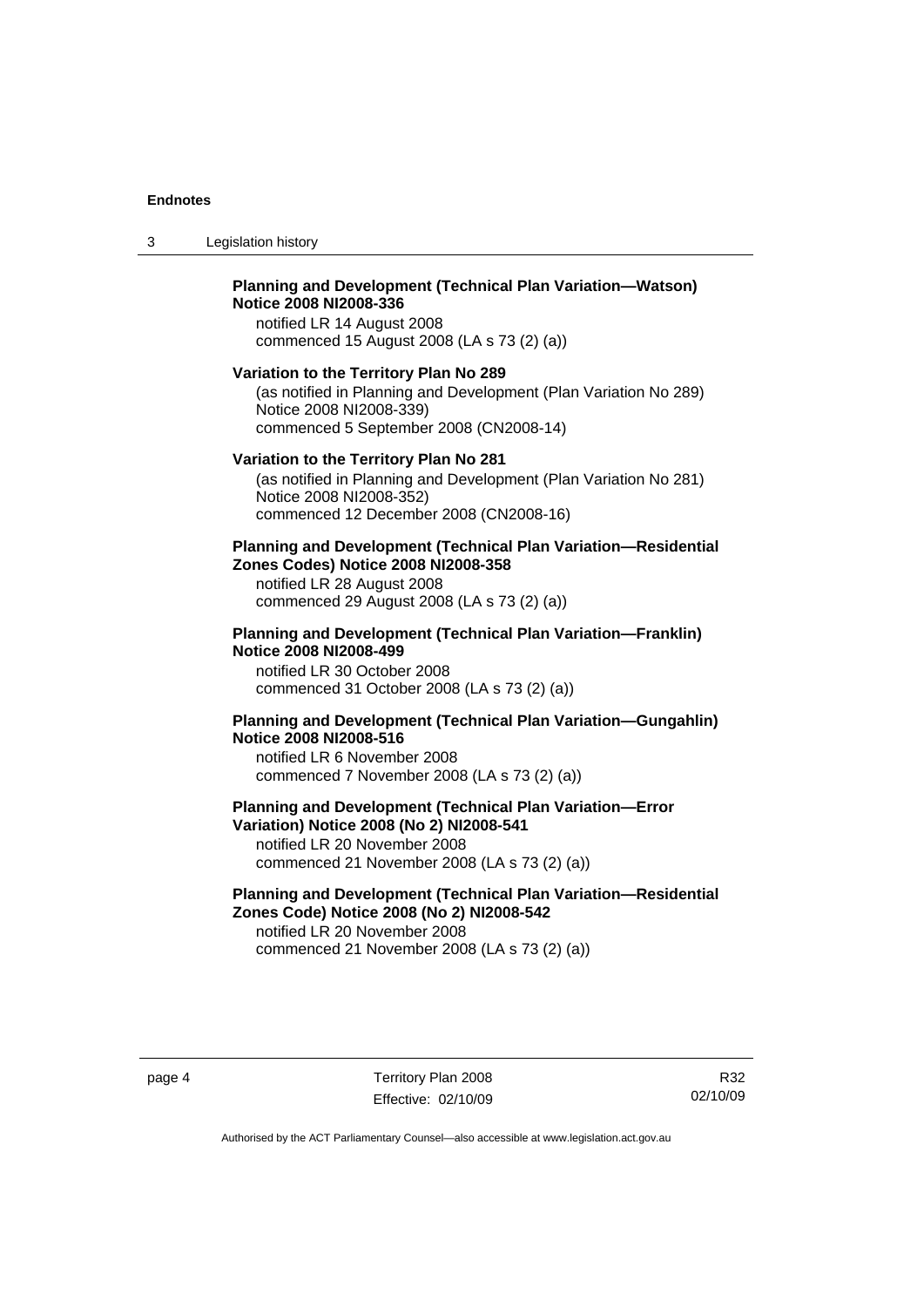**Planning and Development (Technical Plan Variation—Watson) Notice 2008 NI2008-336**

notified LR 14 August 2008
commenced 15 August 2008 (LA s 73 (2) (a))

**Variation to the Territory Plan No 289**

(as notified in Planning and Development (Plan Variation No 289) Notice 2008 NI2008-339)
commenced 5 September 2008 (CN2008-14)

**Variation to the Territory Plan No 281**

(as notified in Planning and Development (Plan Variation No 281) Notice 2008 NI2008-352)
commenced 12 December 2008 (CN2008-16)

**Planning and Development (Technical Plan Variation—Residential Zones Codes) Notice 2008 NI2008-358**

notified LR 28 August 2008
commenced 29 August 2008 (LA s 73 (2) (a))

**Planning and Development (Technical Plan Variation—Franklin) Notice 2008 NI2008-499**

notified LR 30 October 2008
commenced 31 October 2008 (LA s 73 (2) (a))

**Planning and Development (Technical Plan Variation—Gungahlin) Notice 2008 NI2008-516**

notified LR 6 November 2008
commenced 7 November 2008 (LA s 73 (2) (a))

**Planning and Development (Technical Plan Variation—Error Variation) Notice 2008 (No 2) NI2008-541**

notified LR 20 November 2008
commenced 21 November 2008 (LA s 73 (2) (a))

**Planning and Development (Technical Plan Variation—Residential Zones Code) Notice 2008 (No 2) NI2008-542**

notified LR 20 November 2008
commenced 21 November 2008 (LA s 73 (2) (a))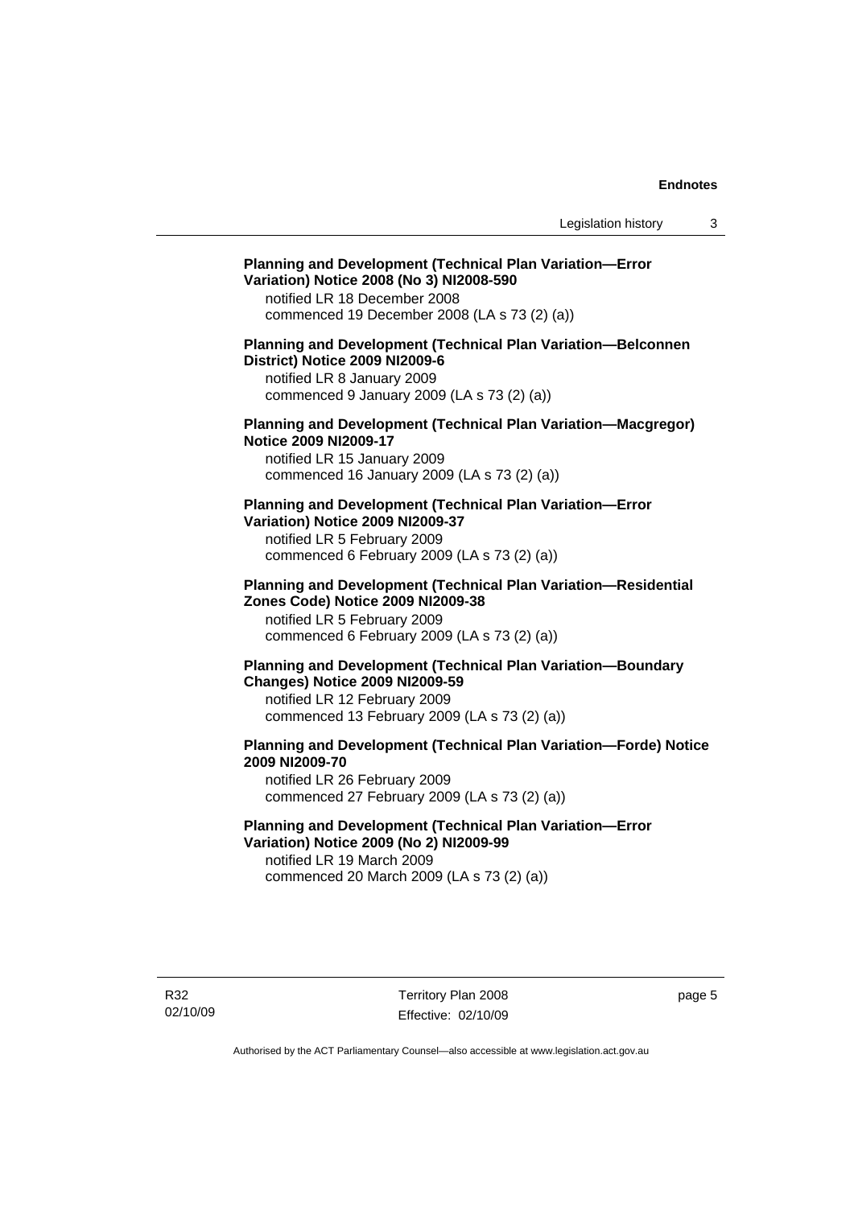**Planning and Development (Technical Plan Variation—Error Variation) Notice 2008 (No 3) NI2008-590**
notified LR 18 December 2008
commenced 19 December 2008 (LA s 73 (2) (a))

**Planning and Development (Technical Plan Variation—Belconnen District) Notice 2009 NI2009-6**
notified LR 8 January 2009
commenced 9 January 2009 (LA s 73 (2) (a))

**Planning and Development (Technical Plan Variation—Macgregor) Notice 2009 NI2009-17**
notified LR 15 January 2009
commenced 16 January 2009 (LA s 73 (2) (a))

**Planning and Development (Technical Plan Variation—Error Variation) Notice 2009 NI2009-37**
notified LR 5 February 2009
commenced 6 February 2009 (LA s 73 (2) (a))

**Planning and Development (Technical Plan Variation—Residential Zones Code) Notice 2009 NI2009-38**
notified LR 5 February 2009
commenced 6 February 2009 (LA s 73 (2) (a))

**Planning and Development (Technical Plan Variation—Boundary Changes) Notice 2009 NI2009-59**
notified LR 12 February 2009
commenced 13 February 2009 (LA s 73 (2) (a))

**Planning and Development (Technical Plan Variation—Forde) Notice 2009 NI2009-70**
notified LR 26 February 2009
commenced 27 February 2009 (LA s 73 (2) (a))

**Planning and Development (Technical Plan Variation—Error Variation) Notice 2009 (No 2) NI2009-99**
notified LR 19 March 2009
commenced 20 March 2009 (LA s 73 (2) (a))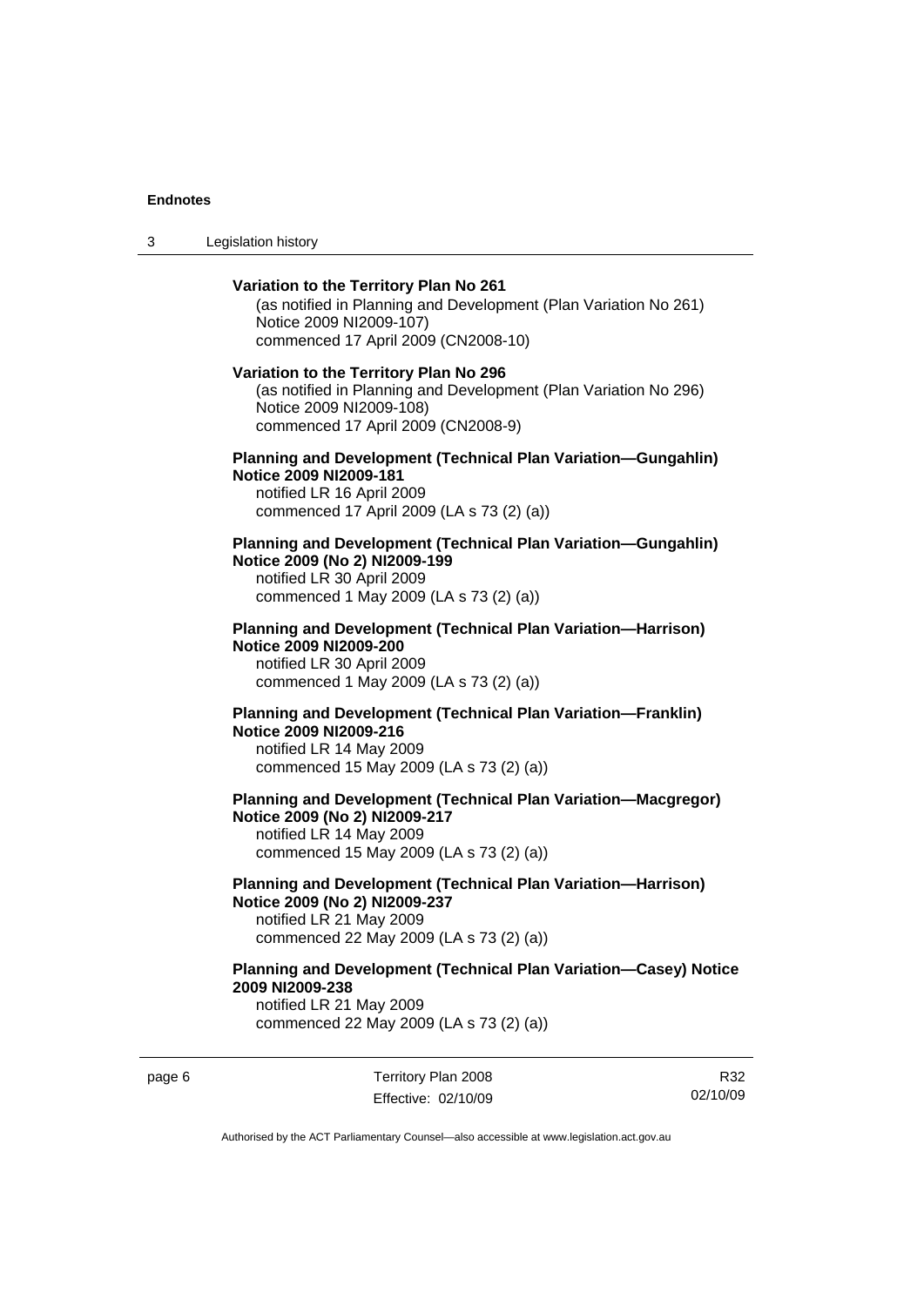**Variation to the Territory Plan No 261**

(as notified in Planning and Development (Plan Variation No 261) Notice 2009 NI2009-107)
commenced 17 April 2009 (CN2008-10)

**Variation to the Territory Plan No 296**

(as notified in Planning and Development (Plan Variation No 296) Notice 2009 NI2009-108)
commenced 17 April 2009 (CN2008-9)

**Planning and Development (Technical Plan Variation—Gungahlin) Notice 2009 NI2009-181**

notified LR 16 April 2009
commenced 17 April 2009 (LA s 73 (2) (a))

**Planning and Development (Technical Plan Variation—Gungahlin) Notice 2009 (No 2) NI2009-199**

notified LR 30 April 2009
commenced 1 May 2009 (LA s 73 (2) (a))

**Planning and Development (Technical Plan Variation—Harrison) Notice 2009 NI2009-200**

notified LR 30 April 2009
commenced 1 May 2009 (LA s 73 (2) (a))

**Planning and Development (Technical Plan Variation—Franklin) Notice 2009 NI2009-216**

notified LR 14 May 2009
commenced 15 May 2009 (LA s 73 (2) (a))

**Planning and Development (Technical Plan Variation—Macgregor) Notice 2009 (No 2) NI2009-217**

notified LR 14 May 2009
commenced 15 May 2009 (LA s 73 (2) (a))

**Planning and Development (Technical Plan Variation—Harrison) Notice 2009 (No 2) NI2009-237**

notified LR 21 May 2009
commenced 22 May 2009 (LA s 73 (2) (a))

**Planning and Development (Technical Plan Variation—Casey) Notice 2009 NI2009-238**

notified LR 21 May 2009
commenced 22 May 2009 (LA s 73 (2) (a))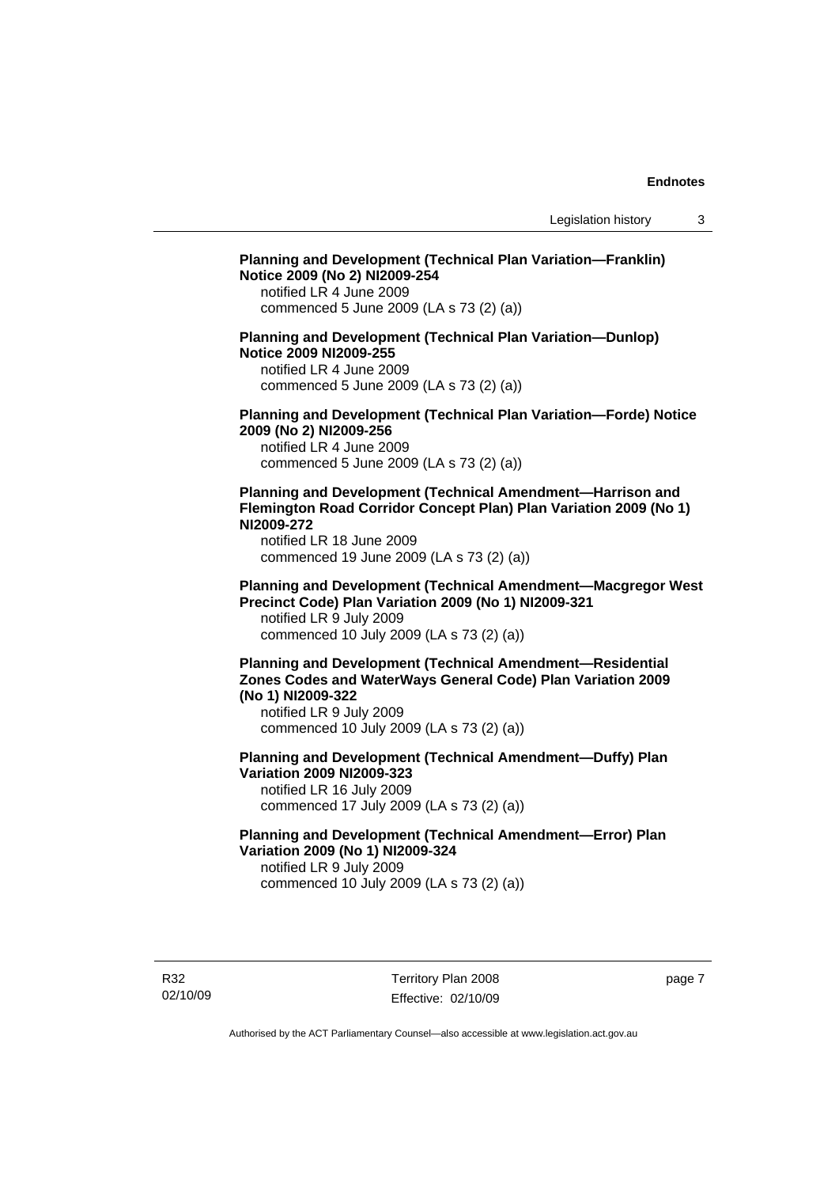**Planning and Development (Technical Plan Variation—Franklin) Notice 2009 (No 2) NI2009-254**
notified LR 4 June 2009
commenced 5 June 2009 (LA s 73 (2) (a))

**Planning and Development (Technical Plan Variation—Dunlop) Notice 2009 NI2009-255**
notified LR 4 June 2009
commenced 5 June 2009 (LA s 73 (2) (a))

**Planning and Development (Technical Plan Variation—Forde) Notice 2009 (No 2) NI2009-256**
notified LR 4 June 2009
commenced 5 June 2009 (LA s 73 (2) (a))

**Planning and Development (Technical Amendment—Harrison and Flemington Road Corridor Concept Plan) Plan Variation 2009 (No 1) NI2009-272**
notified LR 18 June 2009
commenced 19 June 2009 (LA s 73 (2) (a))

**Planning and Development (Technical Amendment—Macgregor West Precinct Code) Plan Variation 2009 (No 1) NI2009-321**
notified LR 9 July 2009
commenced 10 July 2009 (LA s 73 (2) (a))

**Planning and Development (Technical Amendment—Residential Zones Codes and WaterWays General Code) Plan Variation 2009 (No 1) NI2009-322**
notified LR 9 July 2009
commenced 10 July 2009 (LA s 73 (2) (a))

**Planning and Development (Technical Amendment—Duffy) Plan Variation 2009 NI2009-323**
notified LR 16 July 2009
commenced 17 July 2009 (LA s 73 (2) (a))

**Planning and Development (Technical Amendment—Error) Plan Variation 2009 (No 1) NI2009-324**
notified LR 9 July 2009
commenced 10 July 2009 (LA s 73 (2) (a))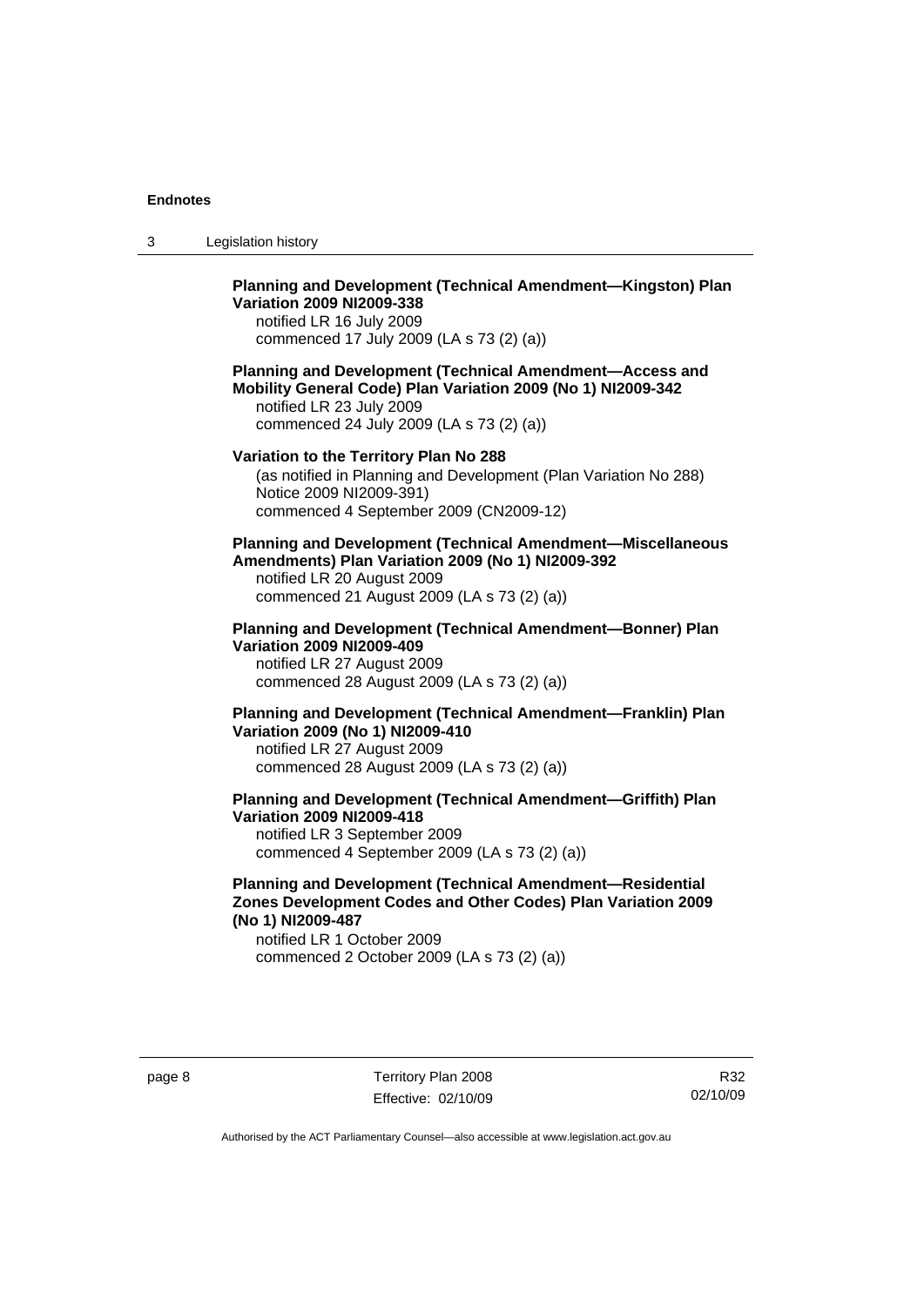**Planning and Development (Technical Amendment—Kingston) Plan Variation 2009 NI2009-338**
notified LR 16 July 2009
commenced 17 July 2009 (LA s 73 (2) (a))

**Planning and Development (Technical Amendment—Access and Mobility General Code) Plan Variation 2009 (No 1) NI2009-342**
notified LR 23 July 2009
commenced 24 July 2009 (LA s 73 (2) (a))

**Variation to the Territory Plan No 288**
(as notified in Planning and Development (Plan Variation No 288) Notice 2009 NI2009-391)
commenced 4 September 2009 (CN2009-12)

**Planning and Development (Technical Amendment—Miscellaneous Amendments) Plan Variation 2009 (No 1) NI2009-392**
notified LR 20 August 2009
commenced 21 August 2009 (LA s 73 (2) (a))

**Planning and Development (Technical Amendment—Bonner) Plan Variation 2009 NI2009-409**
notified LR 27 August 2009
commenced 28 August 2009 (LA s 73 (2) (a))

**Planning and Development (Technical Amendment—Franklin) Plan Variation 2009 (No 1) NI2009-410**
notified LR 27 August 2009
commenced 28 August 2009 (LA s 73 (2) (a))

**Planning and Development (Technical Amendment—Griffith) Plan Variation 2009 NI2009-418**
notified LR 3 September 2009
commenced 4 September 2009 (LA s 73 (2) (a))

**Planning and Development (Technical Amendment—Residential Zones Development Codes and Other Codes) Plan Variation 2009 (No 1) NI2009-487**
notified LR 1 October 2009
commenced 2 October 2009 (LA s 73 (2) (a))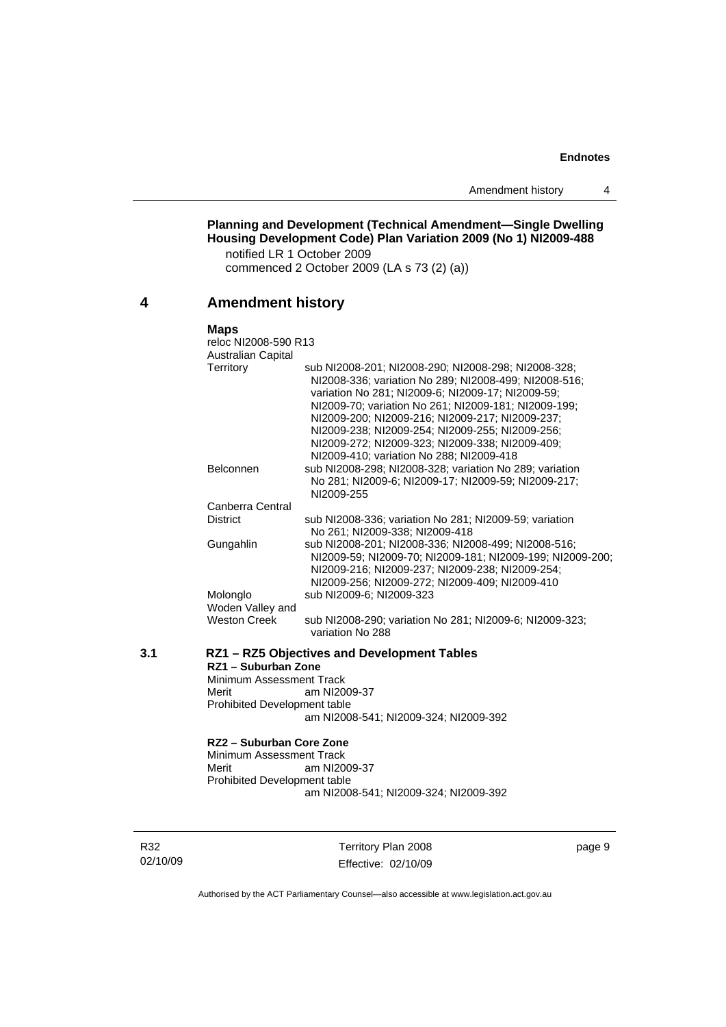**Planning and Development (Technical Amendment—Single Dwelling Housing Development Code) Plan Variation 2009 (No 1) NI2009-488**

notified LR 1 October 2009
commenced 2 October 2009 (LA s 73 (2) (a))

## 4 Amendment history

**Maps**

reloc NI2008-590 R13

| | |
|---|---|
| Australian Capital Territory | sub NI2008-201; NI2008-290; NI2008-298; NI2008-328; NI2008-336; variation No 289; NI2008-499; NI2008-516; variation No 281; NI2009-6; NI2009-17; NI2009-59; NI2009-70; variation No 261; NI2009-181; NI2009-199; NI2009-200; NI2009-216; NI2009-217; NI2009-237; NI2009-238; NI2009-254; NI2009-255; NI2009-256; NI2009-272; NI2009-323; NI2009-338; NI2009-409; NI2009-410; variation No 288; NI2009-418 |
| Belconnen | sub NI2008-298; NI2008-328; variation No 289; variation No 281; NI2009-6; NI2009-17; NI2009-59; NI2009-217; NI2009-255 |
| Canberra Central District | sub NI2008-336; variation No 281; NI2009-59; variation No 261; NI2009-338; NI2009-418 |
| Gungahlin | sub NI2008-201; NI2008-336; NI2008-499; NI2008-516; NI2009-59; NI2009-70; NI2009-181; NI2009-199; NI2009-200; NI2009-216; NI2009-237; NI2009-238; NI2009-254; NI2009-256; NI2009-272; NI2009-409; NI2009-410 |
| Molonglo | sub NI2009-6; NI2009-323 |
| Woden Valley and Weston Creek | sub NI2008-290; variation No 281; NI2009-6; NI2009-323; variation No 288 |

### 3.1 RZ1 – RZ5 Objectives and Development Tables

**RZ1 – Suburban Zone**

Minimum Assessment Track
Merit am NI2009-37
Prohibited Development table
am NI2008-541; NI2009-324; NI2009-392

**RZ2 – Suburban Core Zone**

Minimum Assessment Track
Merit am NI2009-37
Prohibited Development table
am NI2008-541; NI2009-324; NI2009-392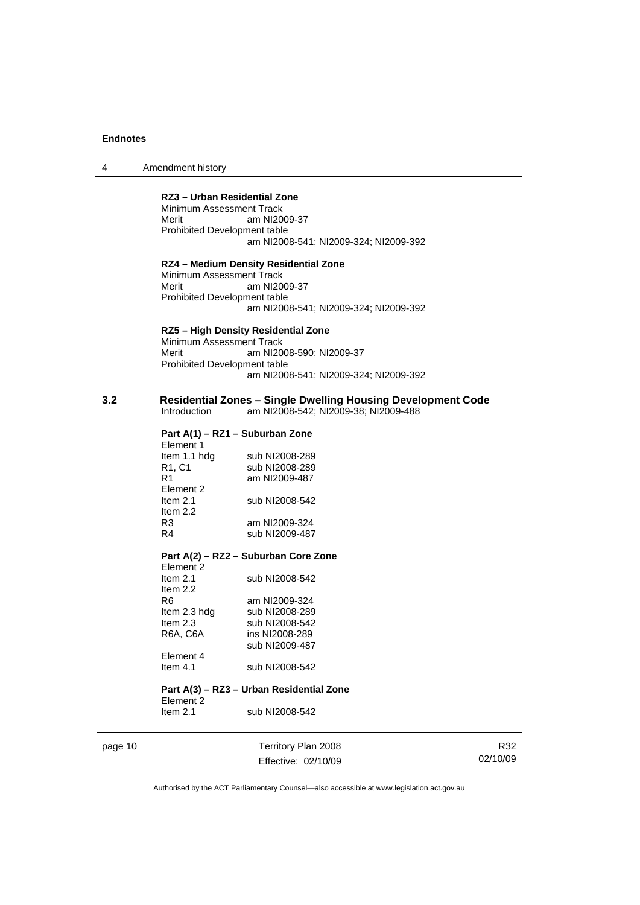**RZ3 – Urban Residential Zone**

Minimum Assessment Track
Merit am NI2009-37
Prohibited Development table
am NI2008-541; NI2009-324; NI2009-392

**RZ4 – Medium Density Residential Zone**

Minimum Assessment Track
Merit am NI2009-37
Prohibited Development table
am NI2008-541; NI2009-324; NI2009-392

**RZ5 – High Density Residential Zone**

Minimum Assessment Track
Merit am NI2008-590; NI2009-37
Prohibited Development table
am NI2008-541; NI2009-324; NI2009-392

## 3.2 Residential Zones – Single Dwelling Housing Development Code

Introduction am NI2008-542; NI2009-38; NI2009-488

**Part A(1) – RZ1 – Suburban Zone**

Element 1
Item 1.1 hdg sub NI2008-289
R1, C1 sub NI2008-289
R1 am NI2009-487
Element 2
Item 2.1 sub NI2008-542
Item 2.2
R3 am NI2009-324
R4 sub NI2009-487

**Part A(2) – RZ2 – Suburban Core Zone**

Element 2
Item 2.1 sub NI2008-542
Item 2.2
R6 am NI2009-324
Item 2.3 hdg sub NI2008-289
Item 2.3 sub NI2008-542
R6A, C6A ins NI2008-289
sub NI2009-487
Element 4
Item 4.1 sub NI2008-542

**Part A(3) – RZ3 – Urban Residential Zone**

Element 2
Item 2.1 sub NI2008-542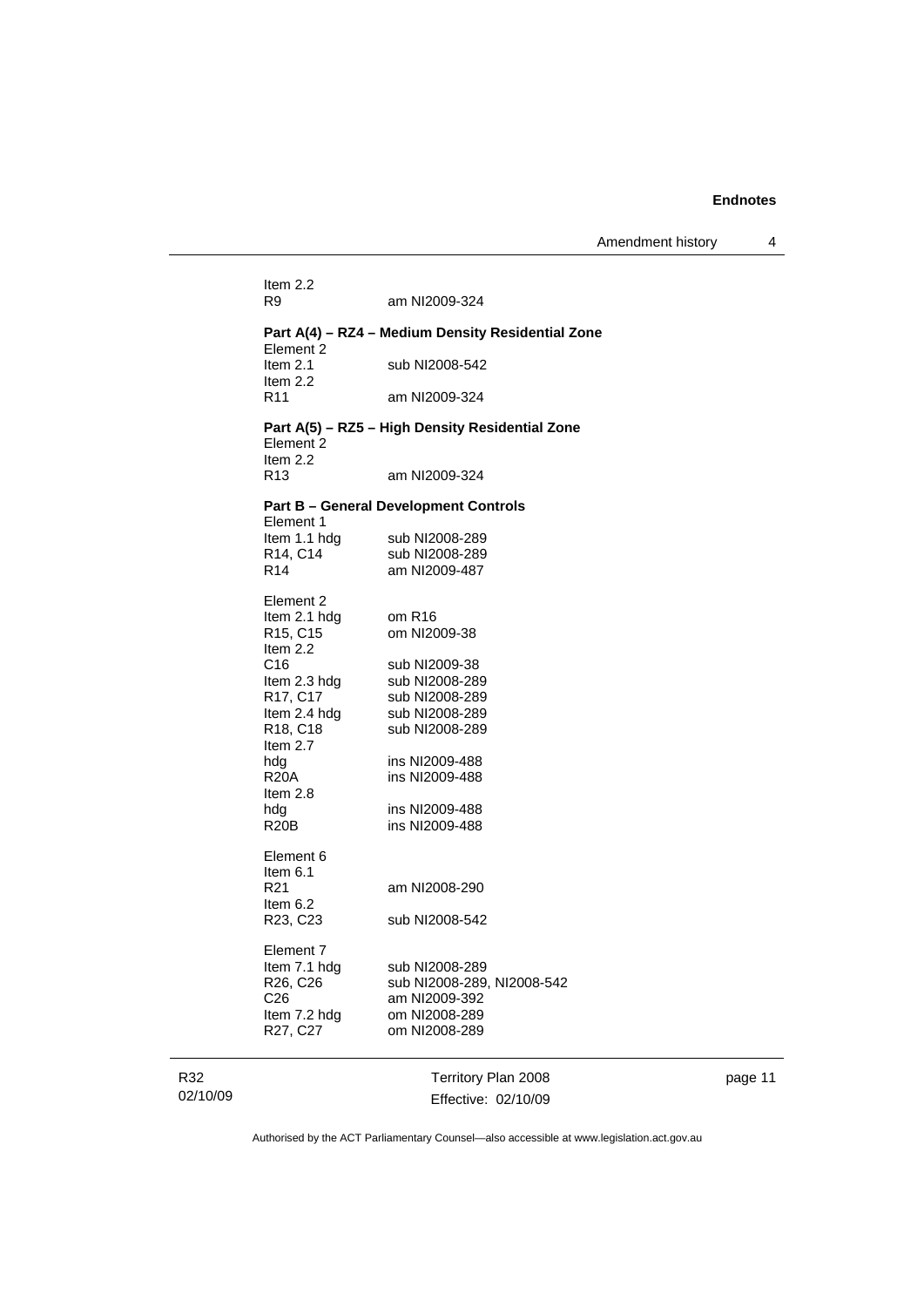Item 2.2
R9 am NI2009-324

**Part A(4) – RZ4 – Medium Density Residential Zone**

Element 2
Item 2.1 sub NI2008-542
Item 2.2
R11 am NI2009-324

**Part A(5) – RZ5 – High Density Residential Zone**

Element 2
Item 2.2
R13 am NI2009-324

**Part B – General Development Controls**

Element 1
Item 1.1 hdg sub NI2008-289
R14, C14 sub NI2008-289
R14 am NI2009-487

Element 2
Item 2.1 hdg om R16
R15, C15 om NI2009-38
Item 2.2
C16 sub NI2009-38
Item 2.3 hdg sub NI2008-289
R17, C17 sub NI2008-289
Item 2.4 hdg sub NI2008-289
R18, C18 sub NI2008-289
Item 2.7
hdg ins NI2009-488
R20A ins NI2009-488
Item 2.8
hdg ins NI2009-488
R20B ins NI2009-488

Element 6
Item 6.1
R21 am NI2008-290
Item 6.2
R23, C23 sub NI2008-542

Element 7
Item 7.1 hdg sub NI2008-289
R26, C26 sub NI2008-289, NI2008-542
C26 am NI2009-392
Item 7.2 hdg om NI2008-289
R27, C27 om NI2008-289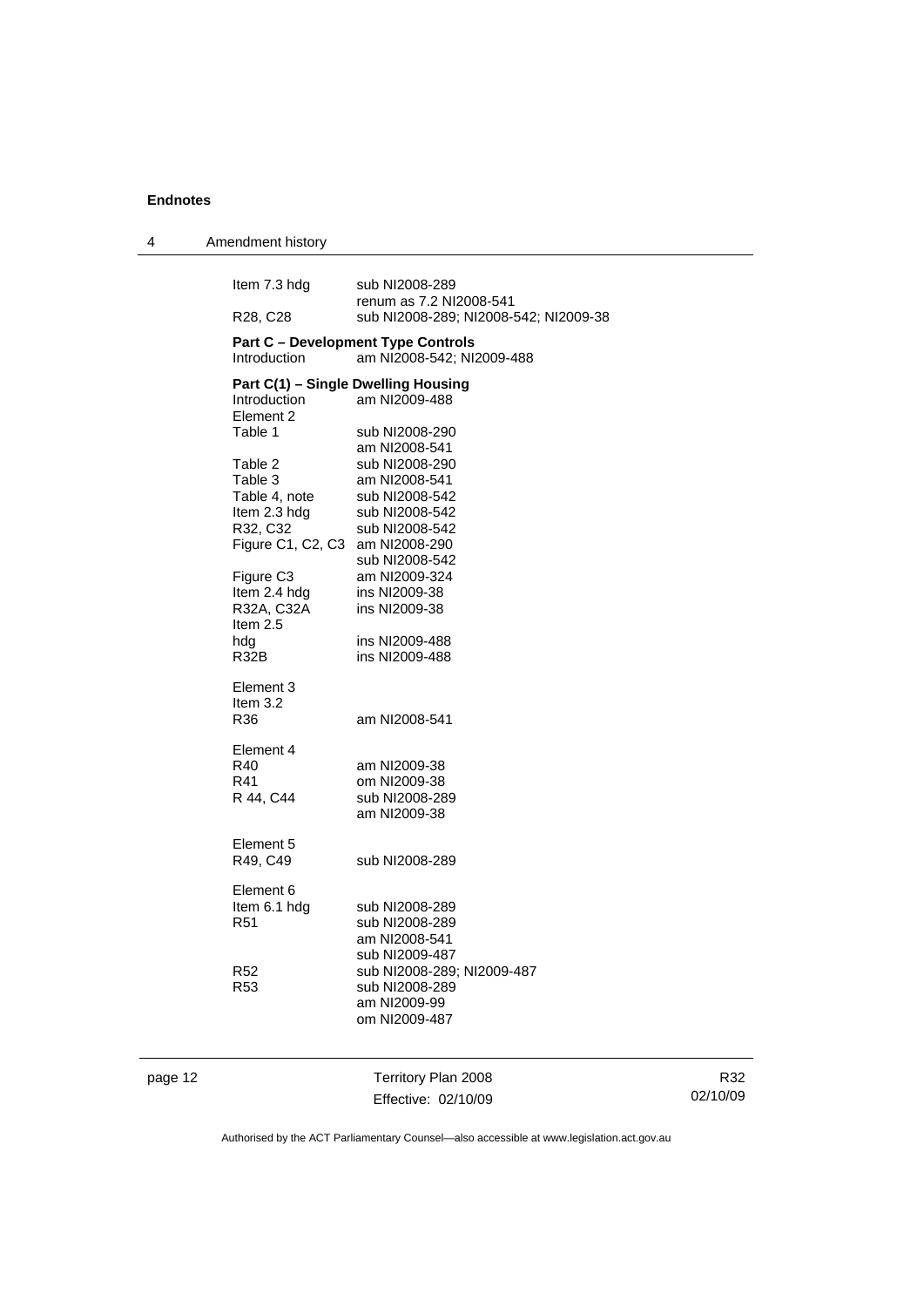Item 7.3 hdg sub NI2008-289
renum as 7.2 NI2008-541

R28, C28 sub NI2008-289; NI2008-542; NI2009-38

**Part C – Development Type Controls**

Introduction am NI2008-542; NI2009-488

**Part C(1) – Single Dwelling Housing**

Introduction am NI2009-488

Element 2

Table 1 sub NI2008-290
am NI2008-541

Table 2 sub NI2008-290

Table 3 am NI2008-541

Table 4, note sub NI2008-542

Item 2.3 hdg sub NI2008-542

R32, C32 sub NI2008-542

Figure C1, C2, C3 am NI2008-290
sub NI2008-542

Figure C3 am NI2009-324

Item 2.4 hdg ins NI2009-38

R32A, C32A ins NI2009-38

Item 2.5
hdg ins NI2009-488

R32B ins NI2009-488

Element 3

Item 3.2

R36 am NI2008-541

Element 4

R40 am NI2009-38

R41 om NI2009-38

R 44, C44 sub NI2008-289
am NI2009-38

Element 5

R49, C49 sub NI2008-289

Element 6

Item 6.1 hdg sub NI2008-289

R51 sub NI2008-289
am NI2008-541
sub NI2009-487

R52 sub NI2008-289; NI2009-487

R53 sub NI2008-289
am NI2009-99
om NI2009-487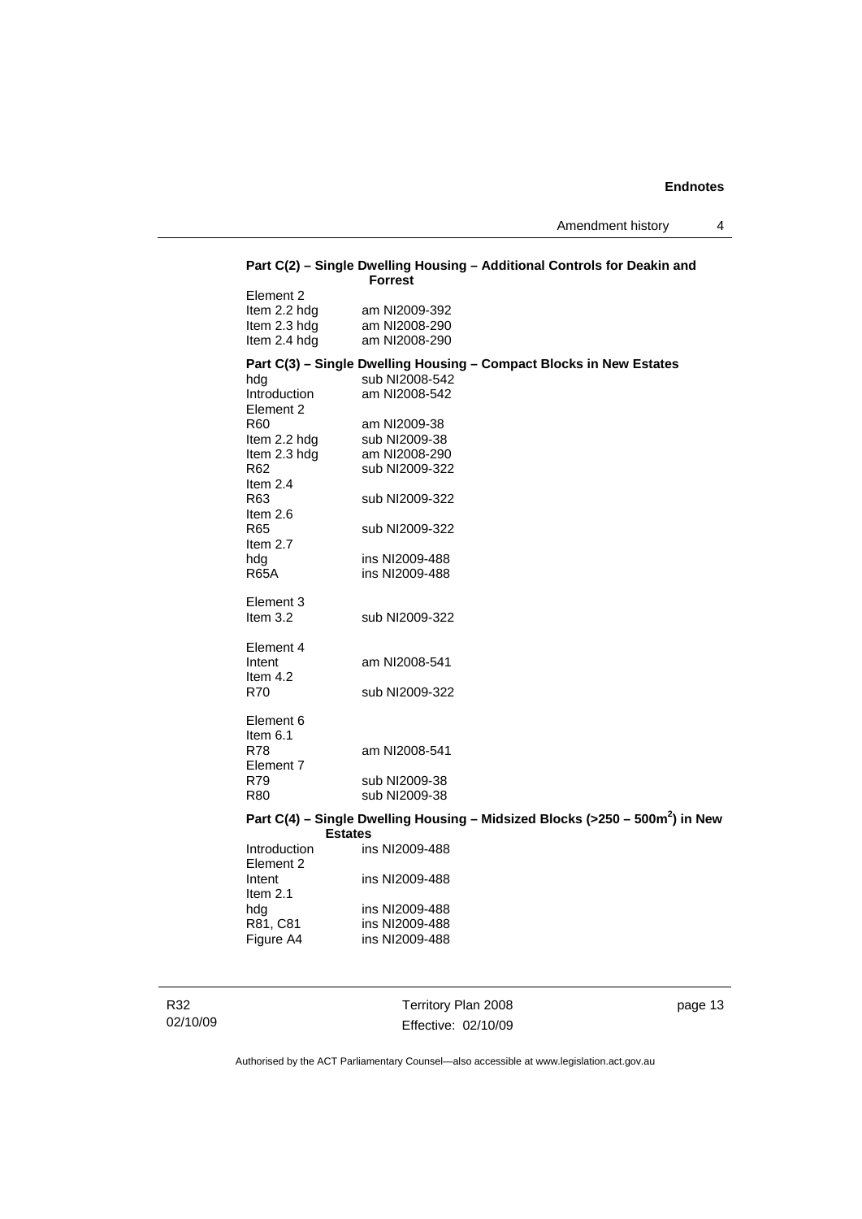**Part C(2) – Single Dwelling Housing – Additional Controls for Deakin and Forrest**

Element 2
Item 2.2 hdg am NI2009-392
Item 2.3 hdg am NI2008-290
Item 2.4 hdg am NI2008-290

**Part C(3) – Single Dwelling Housing – Compact Blocks in New Estates**

hdg sub NI2008-542
Introduction am NI2008-542
Element 2
R60 am NI2009-38
Item 2.2 hdg sub NI2009-38
Item 2.3 hdg am NI2008-290
R62 sub NI2009-322
Item 2.4
R63 sub NI2009-322
Item 2.6
R65 sub NI2009-322
Item 2.7
hdg ins NI2009-488
R65A ins NI2009-488

Element 3
Item 3.2 sub NI2009-322

Element 4
Intent am NI2008-541
Item 4.2
R70 sub NI2009-322

Element 6
Item 6.1
R78 am NI2008-541
Element 7
R79 sub NI2009-38
R80 sub NI2009-38

**Part C(4) – Single Dwelling Housing – Midsized Blocks (>250 – 500m$^2$) in New Estates**

Introduction ins NI2009-488
Element 2
Intent ins NI2009-488
Item 2.1
hdg ins NI2009-488
R81, C81 ins NI2009-488
Figure A4 ins NI2009-488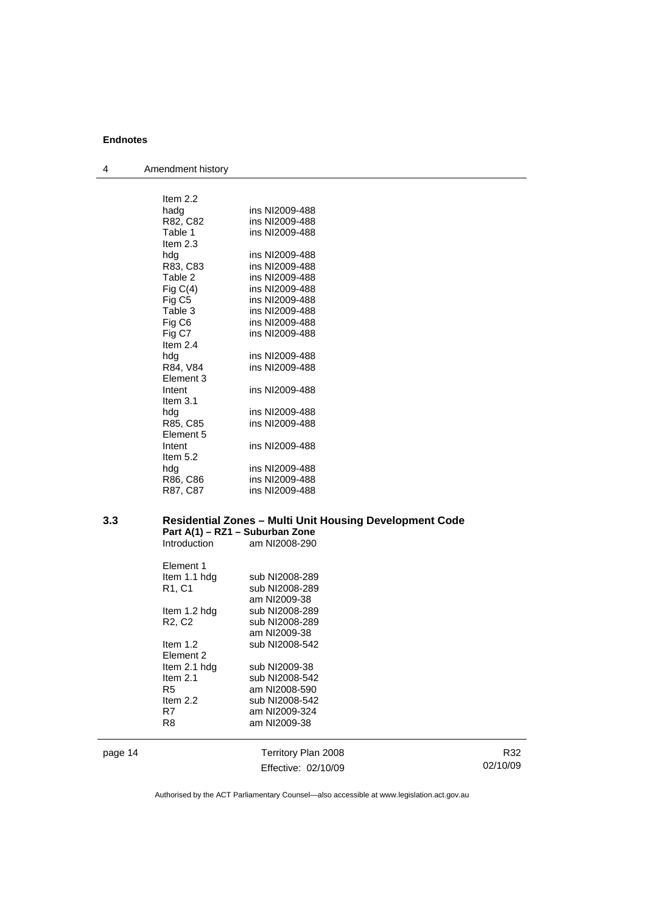Item 2.2

| | |
|---|---|
| hadg | ins NI2009-488 |
| R82, C82 | ins NI2009-488 |
| Table 1 | ins NI2009-488 |
| Item 2.3 | |
| hdg | ins NI2009-488 |
| R83, C83 | ins NI2009-488 |
| Table 2 | ins NI2009-488 |
| Fig C(4) | ins NI2009-488 |
| Fig C5 | ins NI2009-488 |
| Table 3 | ins NI2009-488 |
| Fig C6 | ins NI2009-488 |
| Fig C7 | ins NI2009-488 |
| Item 2.4 | |
| hdg | ins NI2009-488 |
| R84, V84 | ins NI2009-488 |
| Element 3 | |
| Intent | ins NI2009-488 |
| Item 3.1 | |
| hdg | ins NI2009-488 |
| R85, C85 | ins NI2009-488 |
| Element 5 | |
| Intent | ins NI2009-488 |
| Item 5.2 | |
| hdg | ins NI2009-488 |
| R86, C86 | ins NI2009-488 |
| R87, C87 | ins NI2009-488 |

## 3.3 Residential Zones – Multi Unit Housing Development Code

**Part A(1) – RZ1 – Suburban Zone**

| | |
|---|---|
| Introduction | am NI2008-290 |
| Element 1 | |
| Item 1.1 hdg | sub NI2008-289 |
| R1, C1 | sub NI2008-289<br>am NI2009-38 |
| Item 1.2 hdg | sub NI2008-289 |
| R2, C2 | sub NI2008-289<br>am NI2009-38 |
| Item 1.2 | sub NI2008-542 |
| Element 2 | |
| Item 2.1 hdg | sub NI2009-38 |
| Item 2.1 | sub NI2008-542 |
| R5 | am NI2008-590 |
| Item 2.2 | sub NI2008-542 |
| R7 | am NI2009-324 |
| R8 | am NI2009-38 |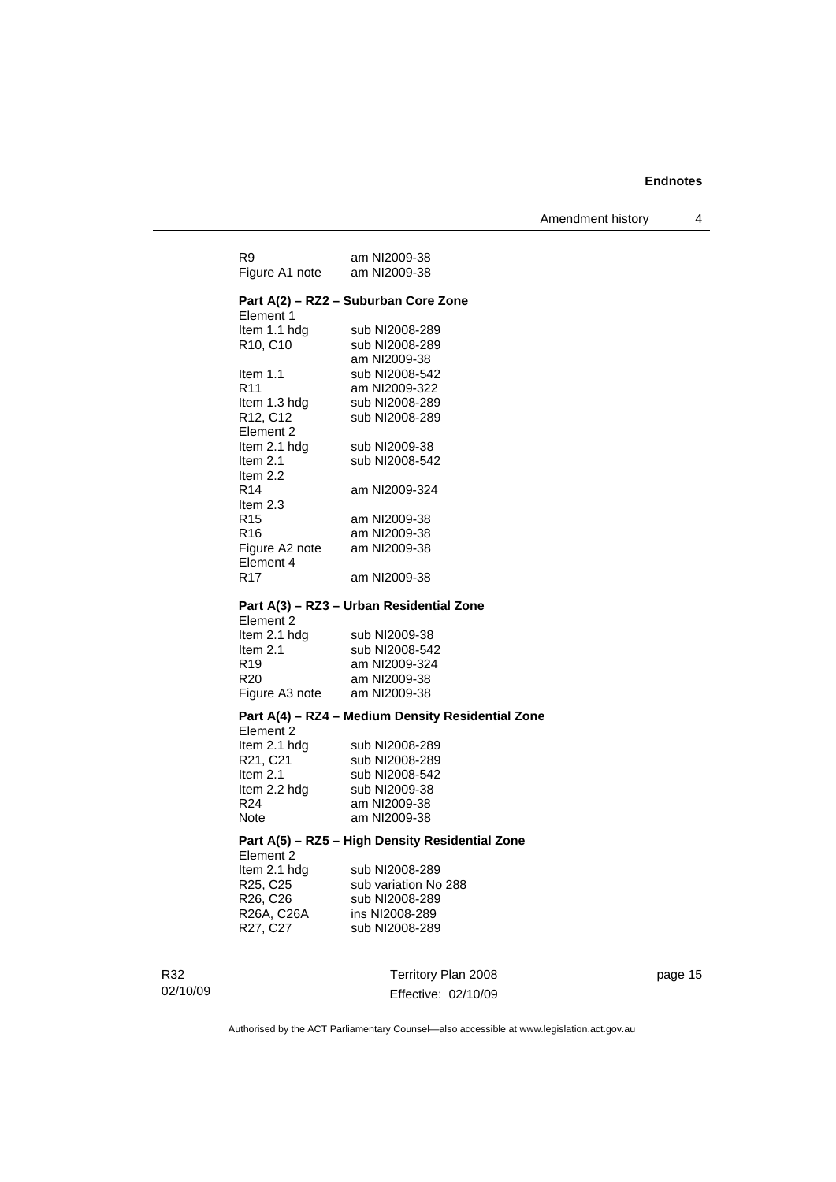R9 am NI2009-38
Figure A1 note am NI2009-38

**Part A(2) – RZ2 – Suburban Core Zone**

Element 1
Item 1.1 hdg sub NI2008-289
R10, C10 sub NI2008-289
am NI2009-38
Item 1.1 sub NI2008-542
R11 am NI2009-322
Item 1.3 hdg sub NI2008-289
R12, C12 sub NI2008-289
Element 2
Item 2.1 hdg sub NI2009-38
Item 2.1 sub NI2008-542
Item 2.2
R14 am NI2009-324
Item 2.3
R15 am NI2009-38
R16 am NI2009-38
Figure A2 note am NI2009-38
Element 4
R17 am NI2009-38

**Part A(3) – RZ3 – Urban Residential Zone**

Element 2
Item 2.1 hdg sub NI2009-38
Item 2.1 sub NI2008-542
R19 am NI2009-324
R20 am NI2009-38
Figure A3 note am NI2009-38

**Part A(4) – RZ4 – Medium Density Residential Zone**

Element 2
Item 2.1 hdg sub NI2008-289
R21, C21 sub NI2008-289
Item 2.1 sub NI2008-542
Item 2.2 hdg sub NI2009-38
R24 am NI2009-38
Note am NI2009-38

**Part A(5) – RZ5 – High Density Residential Zone**

Element 2
Item 2.1 hdg sub NI2008-289
R25, C25 sub variation No 288
R26, C26 sub NI2008-289
R26A, C26A ins NI2008-289
R27, C27 sub NI2008-289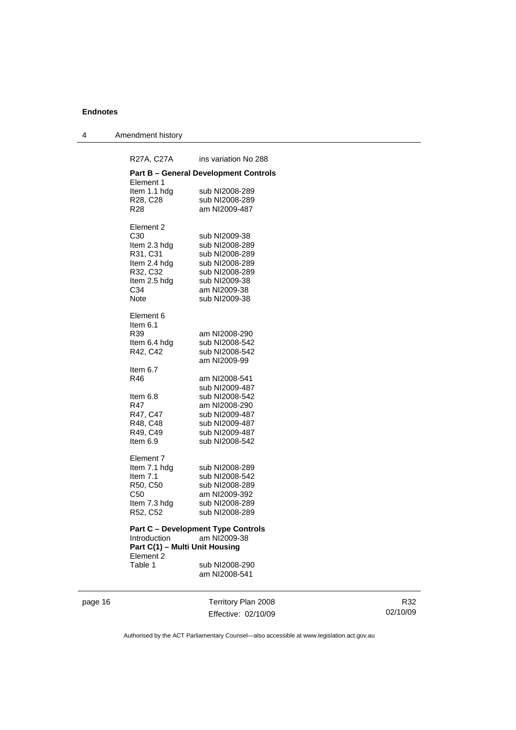R27A, C27A ins variation No 288

**Part B – General Development Controls**

Element 1

| | |
|---|---|
| Item 1.1 hdg | sub NI2008-289 |
| R28, C28 | sub NI2008-289 |
| R28 | am NI2009-487 |

Element 2

| | |
|---|---|
| C30 | sub NI2009-38 |
| Item 2.3 hdg | sub NI2008-289 |
| R31, C31 | sub NI2008-289 |
| Item 2.4 hdg | sub NI2008-289 |
| R32, C32 | sub NI2008-289 |
| Item 2.5 hdg | sub NI2009-38 |
| C34 | am NI2009-38 |
| Note | sub NI2009-38 |

Element 6

Item 6.1

| | |
|---|---|
| R39 | am NI2008-290 |
| Item 6.4 hdg | sub NI2008-542 |
| R42, C42 | sub NI2008-542<br>am NI2009-99 |

Item 6.7

| | |
|---|---|
| R46 | am NI2008-541<br>sub NI2009-487 |
| Item 6.8 | sub NI2008-542 |
| R47 | am NI2008-290 |
| R47, C47 | sub NI2009-487 |
| R48, C48 | sub NI2009-487 |
| R49, C49 | sub NI2009-487 |
| Item 6.9 | sub NI2008-542 |

Element 7

| | |
|---|---|
| Item 7.1 hdg | sub NI2008-289 |
| Item 7.1 | sub NI2008-542 |
| R50, C50 | sub NI2008-289 |
| C50 | am NI2009-392 |
| Item 7.3 hdg | sub NI2008-289 |
| R52, C52 | sub NI2008-289 |

**Part C – Development Type Controls**

Introduction am NI2009-38

**Part C(1) – Multi Unit Housing**

Element 2

| | |
|---|---|
| Table 1 | sub NI2008-290<br>am NI2008-541 |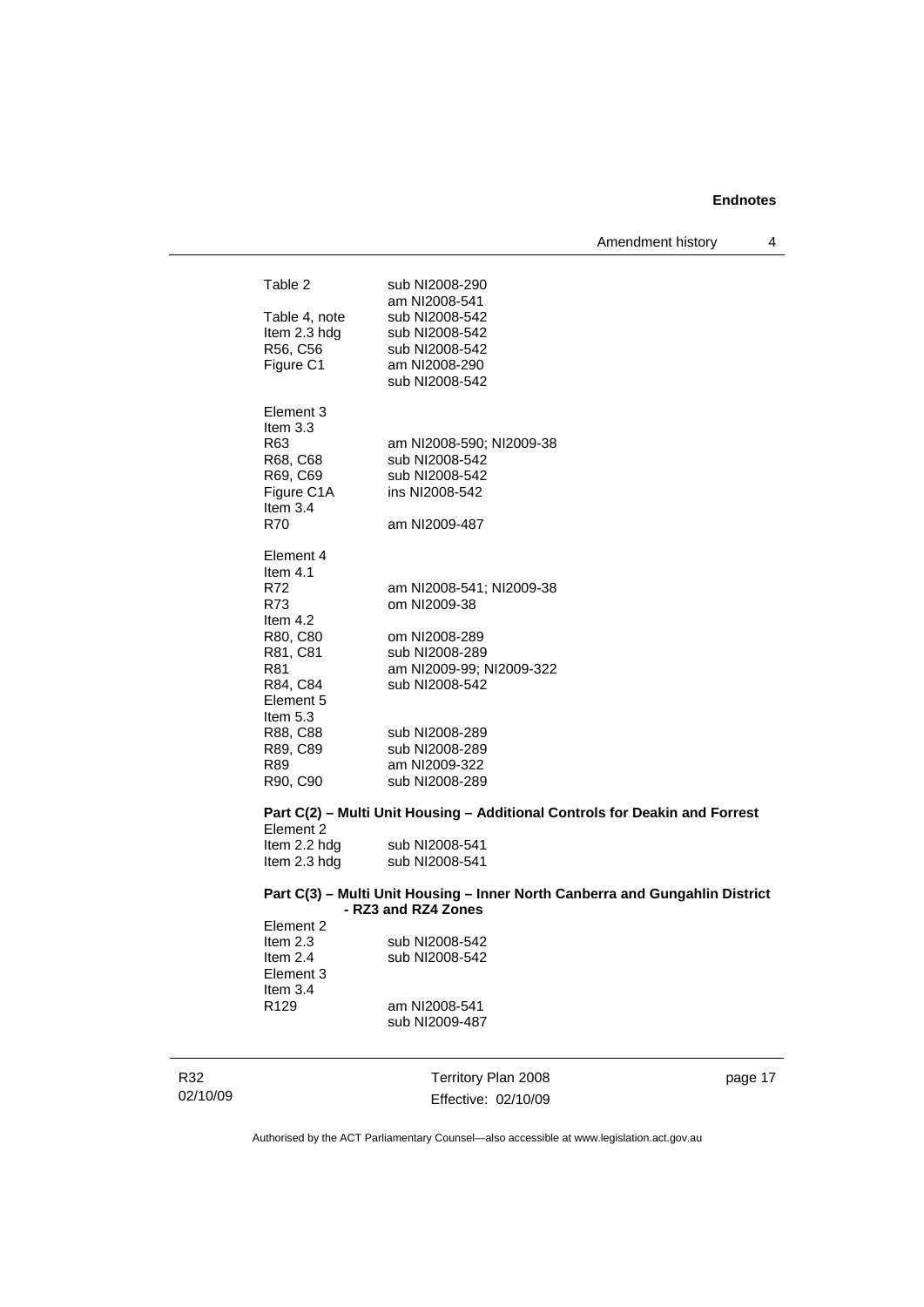| | |
|---|---|
| Table 2 | sub NI2008-290 |
| | am NI2008-541 |
| Table 4, note | sub NI2008-542 |
| Item 2.3 hdg | sub NI2008-542 |
| R56, C56 | sub NI2008-542 |
| Figure C1 | am NI2008-290 |
| | sub NI2008-542 |
| Element 3 | |
| Item 3.3 | |
| R63 | am NI2008-590; NI2009-38 |
| R68, C68 | sub NI2008-542 |
| R69, C69 | sub NI2008-542 |
| Figure C1A | ins NI2008-542 |
| Item 3.4 | |
| R70 | am NI2009-487 |
| Element 4 | |
| Item 4.1 | |
| R72 | am NI2008-541; NI2009-38 |
| R73 | om NI2009-38 |
| Item 4.2 | |
| R80, C80 | om NI2008-289 |
| R81, C81 | sub NI2008-289 |
| R81 | am NI2009-99; NI2009-322 |
| R84, C84 | sub NI2008-542 |
| Element 5 | |
| Item 5.3 | |
| R88, C88 | sub NI2008-289 |
| R89, C89 | sub NI2008-289 |
| R89 | am NI2009-322 |
| R90, C90 | sub NI2008-289 |

**Part C(2) – Multi Unit Housing – Additional Controls for Deakin and Forrest**

| | |
|---|---|
| Element 2 | |
| Item 2.2 hdg | sub NI2008-541 |
| Item 2.3 hdg | sub NI2008-541 |

**Part C(3) – Multi Unit Housing – Inner North Canberra and Gungahlin District - RZ3 and RZ4 Zones**

| | |
|---|---|
| Element 2 | |
| Item 2.3 | sub NI2008-542 |
| Item 2.4 | sub NI2008-542 |
| Element 3 | |
| Item 3.4 | |
| R129 | am NI2008-541 |
| | sub NI2009-487 |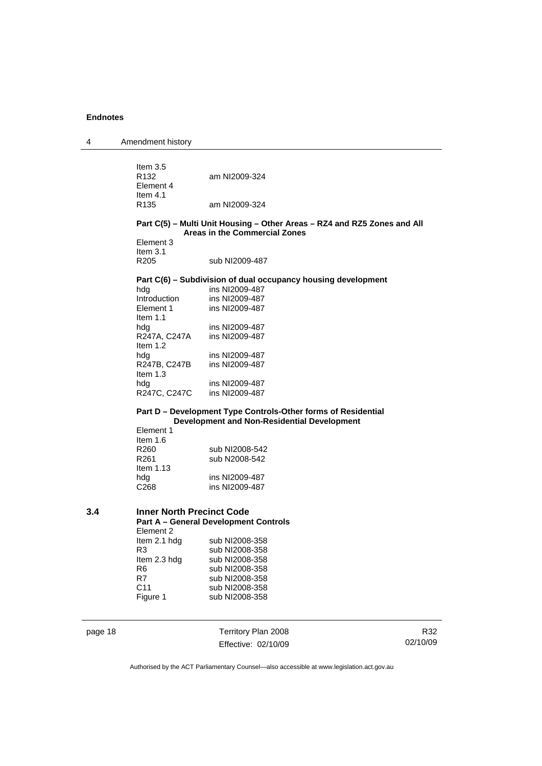Item 3.5

| | |
|---|---|
| R132 | am NI2009-324 |

Element 4

Item 4.1

| | |
|---|---|
| R135 | am NI2009-324 |

**Part C(5) – Multi Unit Housing – Other Areas – RZ4 and RZ5 Zones and All Areas in the Commercial Zones**

Element 3

Item 3.1

| | |
|---|---|
| R205 | sub NI2009-487 |

**Part C(6) – Subdivision of dual occupancy housing development**

| | |
|---|---|
| hdg | ins NI2009-487 |
| Introduction | ins NI2009-487 |
| Element 1 | ins NI2009-487 |
| Item 1.1 | |
| hdg | ins NI2009-487 |
| R247A, C247A | ins NI2009-487 |
| Item 1.2 | |
| hdg | ins NI2009-487 |
| R247B, C247B | ins NI2009-487 |
| Item 1.3 | |
| hdg | ins NI2009-487 |
| R247C, C247C | ins NI2009-487 |

**Part D – Development Type Controls-Other forms of Residential Development and Non-Residential Development**

Element 1

Item 1.6

| | |
|---|---|
| R260 | sub NI2008-542 |
| R261 | sub N2008-542 |
| Item 1.13 | |
| hdg | ins NI2009-487 |
| C268 | ins NI2009-487 |

## 3.4 Inner North Precinct Code

**Part A – General Development Controls**

Element 2

| | |
|---|---|
| Item 2.1 hdg | sub NI2008-358 |
| R3 | sub NI2008-358 |
| Item 2.3 hdg | sub NI2008-358 |
| R6 | sub NI2008-358 |
| R7 | sub NI2008-358 |
| C11 | sub NI2008-358 |
| Figure 1 | sub NI2008-358 |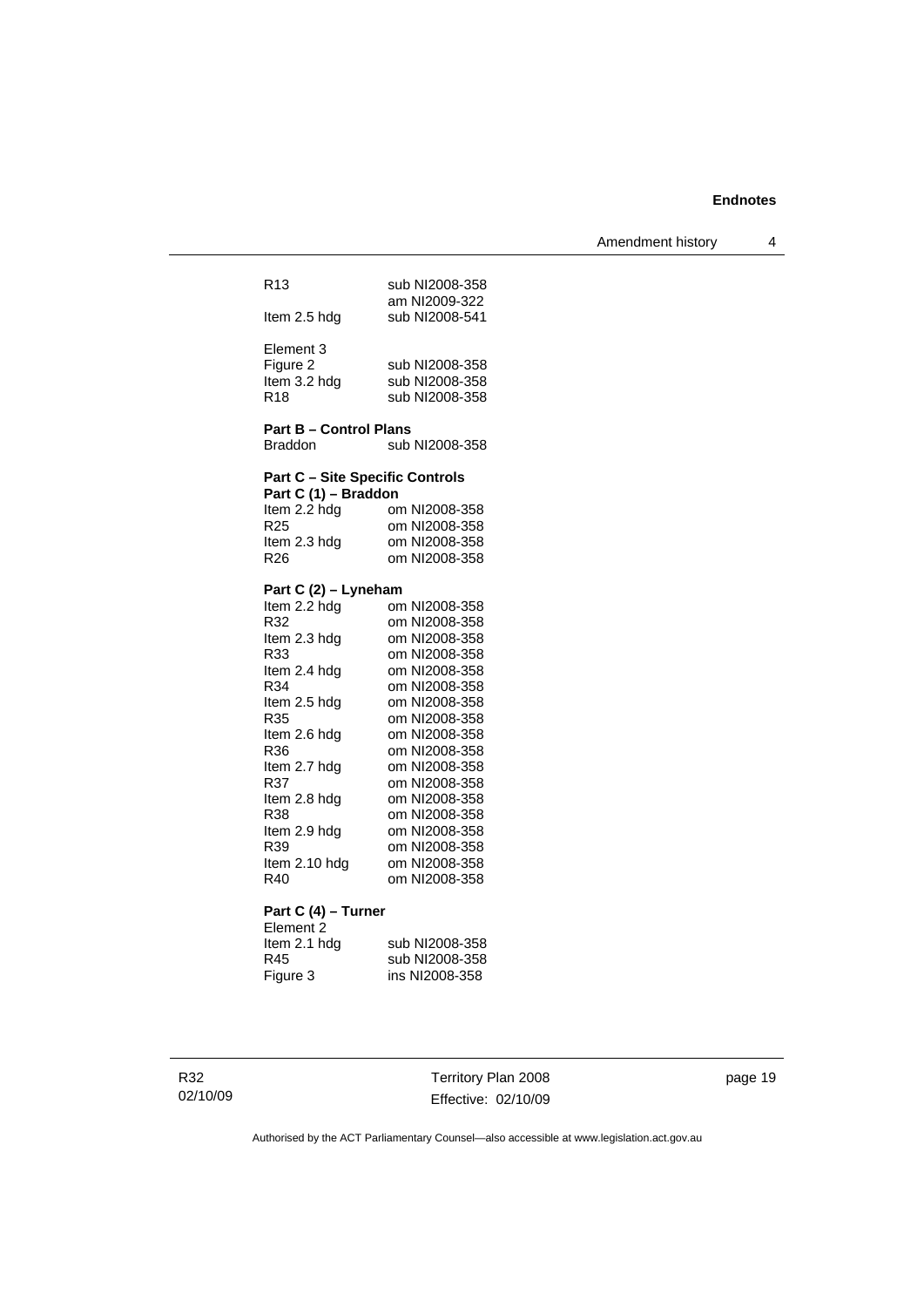| | |
|---|---|
| R13 | sub NI2008-358 |
| | am NI2009-322 |
| Item 2.5 hdg | sub NI2008-541 |

Element 3

| | |
|---|---|
| Figure 2 | sub NI2008-358 |
| Item 3.2 hdg | sub NI2008-358 |
| R18 | sub NI2008-358 |

**Part B – Control Plans**

| | |
|---|---|
| Braddon | sub NI2008-358 |

**Part C – Site Specific Controls**

**Part C (1) – Braddon**

| | |
|---|---|
| Item 2.2 hdg | om NI2008-358 |
| R25 | om NI2008-358 |
| Item 2.3 hdg | om NI2008-358 |
| R26 | om NI2008-358 |

**Part C (2) – Lyneham**

| | |
|---|---|
| Item 2.2 hdg | om NI2008-358 |
| R32 | om NI2008-358 |
| Item 2.3 hdg | om NI2008-358 |
| R33 | om NI2008-358 |
| Item 2.4 hdg | om NI2008-358 |
| R34 | om NI2008-358 |
| Item 2.5 hdg | om NI2008-358 |
| R35 | om NI2008-358 |
| Item 2.6 hdg | om NI2008-358 |
| R36 | om NI2008-358 |
| Item 2.7 hdg | om NI2008-358 |
| R37 | om NI2008-358 |
| Item 2.8 hdg | om NI2008-358 |
| R38 | om NI2008-358 |
| Item 2.9 hdg | om NI2008-358 |
| R39 | om NI2008-358 |
| Item 2.10 hdg | om NI2008-358 |
| R40 | om NI2008-358 |

**Part C (4) – Turner**

Element 2

| | |
|---|---|
| Item 2.1 hdg | sub NI2008-358 |
| R45 | sub NI2008-358 |
| Figure 3 | ins NI2008-358 |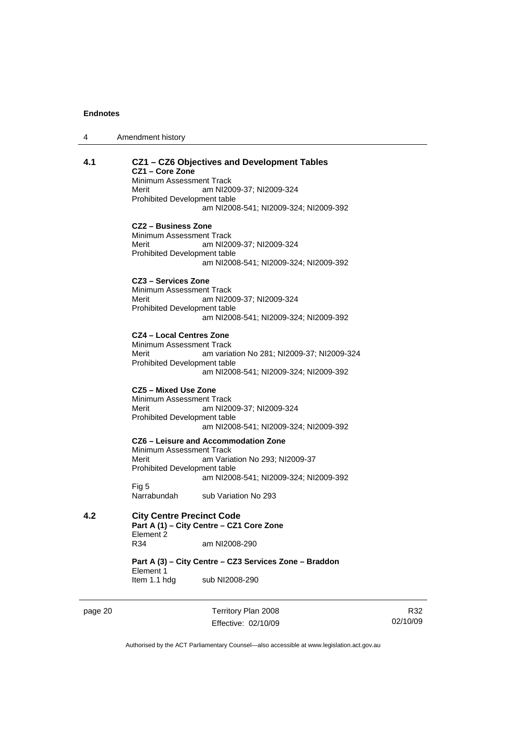## 4.1 CZ1 – CZ6 Objectives and Development Tables

**CZ1 – Core Zone**

Minimum Assessment Track

Merit am NI2009-37; NI2009-324

Prohibited Development table

am NI2008-541; NI2009-324; NI2009-392

**CZ2 – Business Zone**

Minimum Assessment Track

Merit am NI2009-37; NI2009-324

Prohibited Development table

am NI2008-541; NI2009-324; NI2009-392

**CZ3 – Services Zone**

Minimum Assessment Track

Merit am NI2009-37; NI2009-324

Prohibited Development table

am NI2008-541; NI2009-324; NI2009-392

**CZ4 – Local Centres Zone**

Minimum Assessment Track

Merit am variation No 281; NI2009-37; NI2009-324

Prohibited Development table

am NI2008-541; NI2009-324; NI2009-392

**CZ5 – Mixed Use Zone**

Minimum Assessment Track

Merit am NI2009-37; NI2009-324

Prohibited Development table

am NI2008-541; NI2009-324; NI2009-392

**CZ6 – Leisure and Accommodation Zone**

Minimum Assessment Track

Merit am Variation No 293; NI2009-37

Prohibited Development table

am NI2008-541; NI2009-324; NI2009-392

Fig 5

Narrabundah sub Variation No 293

## 4.2 City Centre Precinct Code

**Part A (1) – City Centre – CZ1 Core Zone**

Element 2

R34 am NI2008-290

**Part A (3) – City Centre – CZ3 Services Zone – Braddon**

Element 1

Item 1.1 hdg sub NI2008-290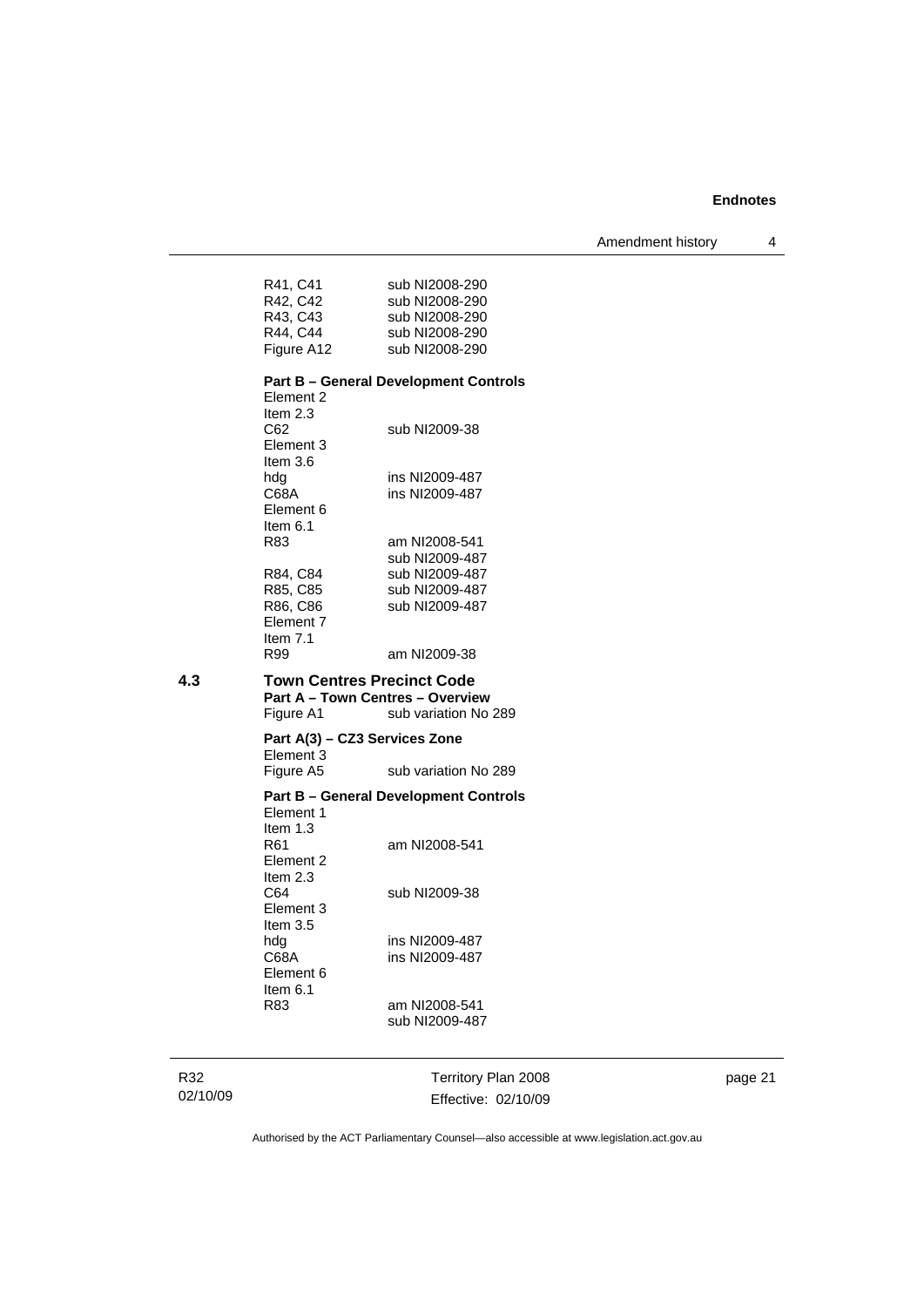| | |
|---|---|
| R41, C41 | sub NI2008-290 |
| R42, C42 | sub NI2008-290 |
| R43, C43 | sub NI2008-290 |
| R44, C44 | sub NI2008-290 |
| Figure A12 | sub NI2008-290 |

**Part B – General Development Controls**

| | |
|---|---|
| Element 2 | |
| Item 2.3 | |
| C62 | sub NI2009-38 |
| Element 3 | |
| Item 3.6 | |
| hdg | ins NI2009-487 |
| C68A | ins NI2009-487 |
| Element 6 | |
| Item 6.1 | |
| R83 | am NI2008-541 |
| | sub NI2009-487 |
| R84, C84 | sub NI2009-487 |
| R85, C85 | sub NI2009-487 |
| R86, C86 | sub NI2009-487 |
| Element 7 | |
| Item 7.1 | |
| R99 | am NI2009-38 |

## 4.3 Town Centres Precinct Code

**Part A – Town Centres – Overview**

| | |
|---|---|
| Figure A1 | sub variation No 289 |

**Part A(3) – CZ3 Services Zone**

| | |
|---|---|
| Element 3 | |
| Figure A5 | sub variation No 289 |

**Part B – General Development Controls**

| | |
|---|---|
| Element 1 | |
| Item 1.3 | |
| R61 | am NI2008-541 |
| Element 2 | |
| Item 2.3 | |
| C64 | sub NI2009-38 |
| Element 3 | |
| Item 3.5 | |
| hdg | ins NI2009-487 |
| C68A | ins NI2009-487 |
| Element 6 | |
| Item 6.1 | |
| R83 | am NI2008-541 |
| | sub NI2009-487 |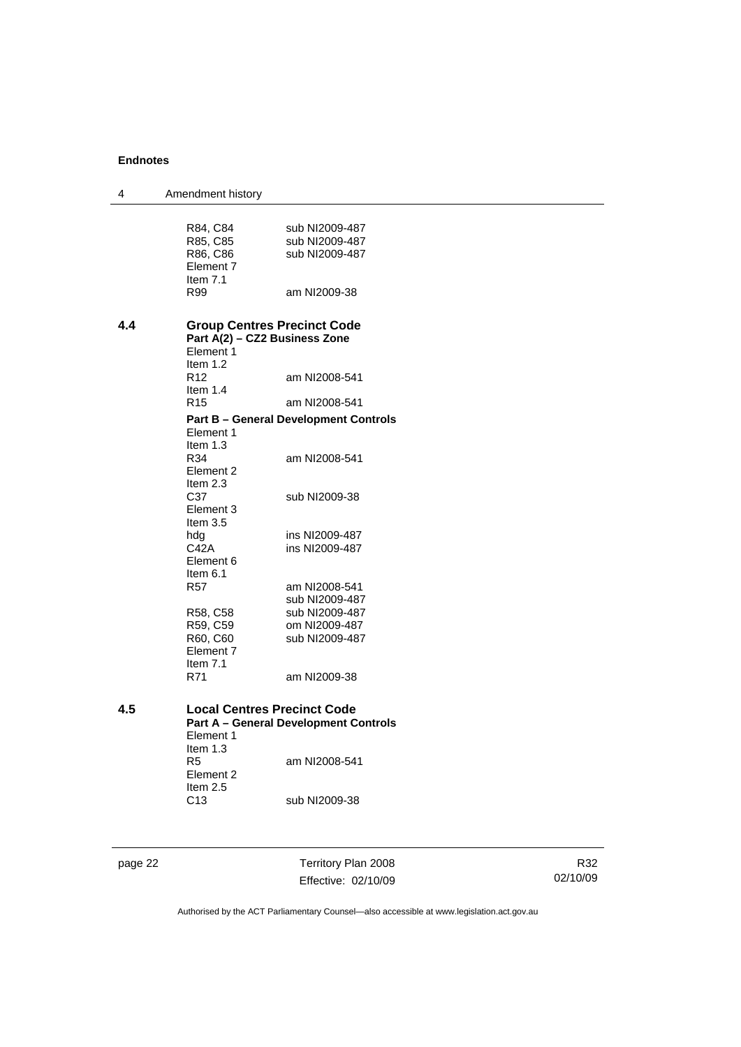R84, C84 sub NI2009-487
R85, C85 sub NI2009-487
R86, C86 sub NI2009-487
Element 7
Item 7.1
R99 am NI2009-38

**4.4 Group Centres Precinct Code**

**Part A(2) – CZ2 Business Zone**

Element 1
Item 1.2
R12 am NI2008-541
Item 1.4
R15 am NI2008-541

**Part B – General Development Controls**

Element 1
Item 1.3
R34 am NI2008-541
Element 2
Item 2.3
C37 sub NI2009-38
Element 3
Item 3.5
hdg ins NI2009-487
C42A ins NI2009-487
Element 6
Item 6.1
R57 am NI2008-541
sub NI2009-487
R58, C58 sub NI2009-487
R59, C59 om NI2009-487
R60, C60 sub NI2009-487
Element 7
Item 7.1
R71 am NI2009-38

**4.5 Local Centres Precinct Code**

**Part A – General Development Controls**

Element 1
Item 1.3
R5 am NI2008-541
Element 2
Item 2.5
C13 sub NI2009-38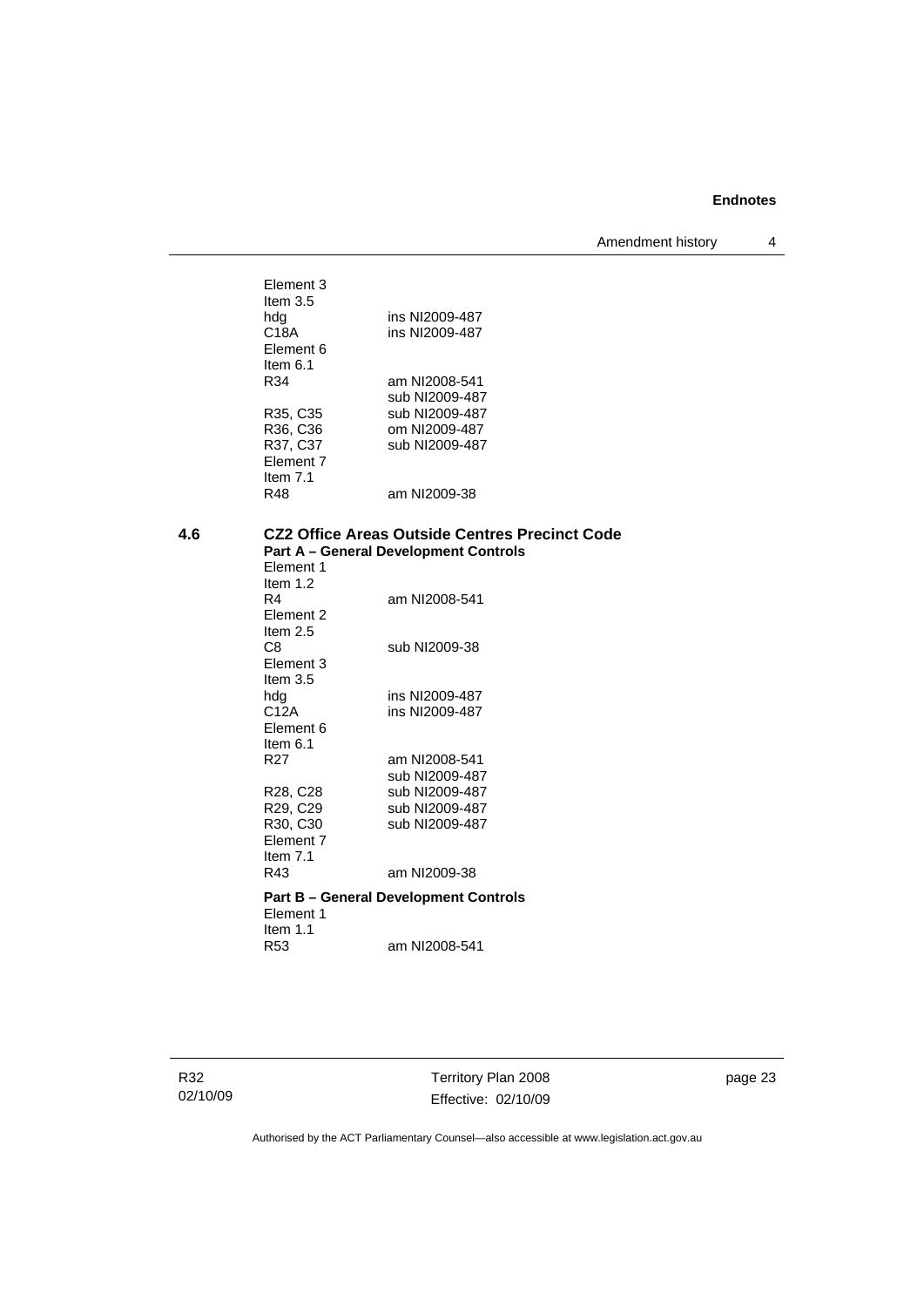Element 3
Item 3.5

| | |
|---|---|
| hdg | ins NI2009-487 |
| C18A | ins NI2009-487 |

Element 6
Item 6.1

| | |
|---|---|
| R34 | am NI2008-541 |
| | sub NI2009-487 |
| R35, C35 | sub NI2009-487 |
| R36, C36 | om NI2009-487 |
| R37, C37 | sub NI2009-487 |

Element 7
Item 7.1

| | |
|---|---|
| R48 | am NI2009-38 |

## 4.6 CZ2 Office Areas Outside Centres Precinct Code

**Part A – General Development Controls**

Element 1
Item 1.2

| | |
|---|---|
| R4 | am NI2008-541 |

Element 2
Item 2.5

| | |
|---|---|
| C8 | sub NI2009-38 |

Element 3
Item 3.5

| | |
|---|---|
| hdg | ins NI2009-487 |
| C12A | ins NI2009-487 |

Element 6
Item 6.1

| | |
|---|---|
| R27 | am NI2008-541 |
| | sub NI2009-487 |
| R28, C28 | sub NI2009-487 |
| R29, C29 | sub NI2009-487 |
| R30, C30 | sub NI2009-487 |

Element 7
Item 7.1

| | |
|---|---|
| R43 | am NI2009-38 |

**Part B – General Development Controls**

Element 1
Item 1.1

| | |
|---|---|
| R53 | am NI2008-541 |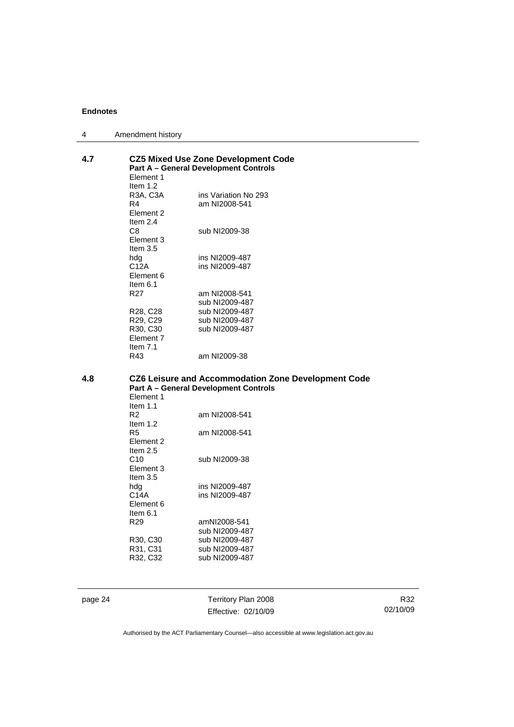### 4.7 CZ5 Mixed Use Zone Development Code

**Part A – General Development Controls**

Element 1
Item 1.2
R3A, C3A ins Variation No 293
R4 am NI2008-541
Element 2
Item 2.4
C8 sub NI2009-38
Element 3
Item 3.5
hdg ins NI2009-487
C12A ins NI2009-487
Element 6
Item 6.1
R27 am NI2008-541
sub NI2009-487
R28, C28 sub NI2009-487
R29, C29 sub NI2009-487
R30, C30 sub NI2009-487
Element 7
Item 7.1
R43 am NI2009-38

### 4.8 CZ6 Leisure and Accommodation Zone Development Code

**Part A – General Development Controls**

Element 1
Item 1.1
R2 am NI2008-541
Item 1.2
R5 am NI2008-541
Element 2
Item 2.5
C10 sub NI2009-38
Element 3
Item 3.5
hdg ins NI2009-487
C14A ins NI2009-487
Element 6
Item 6.1
R29 amNI2008-541
sub NI2009-487
R30, C30 sub NI2009-487
R31, C31 sub NI2009-487
R32, C32 sub NI2009-487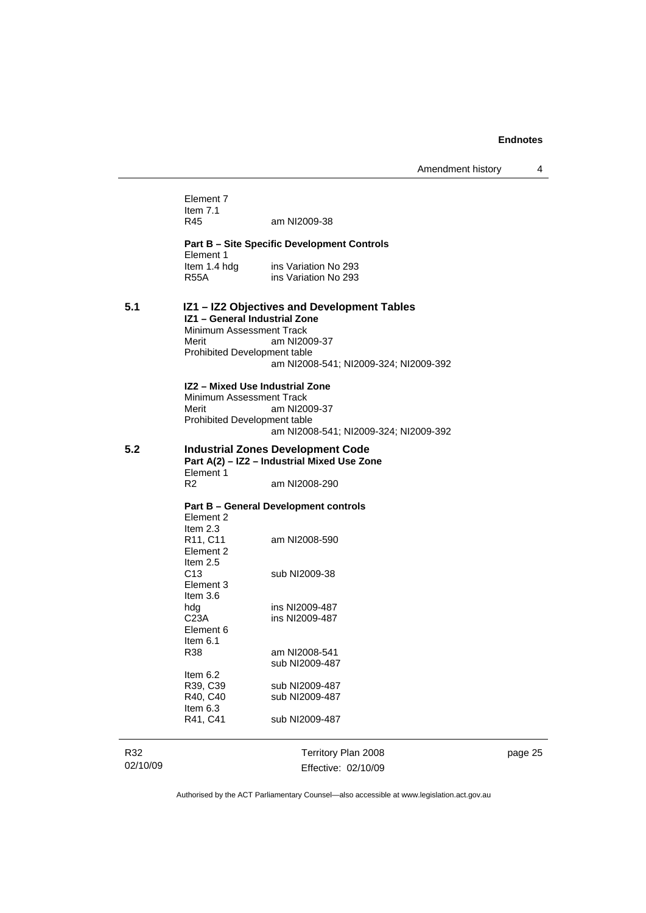Element 7
Item 7.1
R45 am NI2009-38

**Part B – Site Specific Development Controls**
Element 1
Item 1.4 hdg ins Variation No 293
R55A ins Variation No 293

## 5.1 IZ1 – IZ2 Objectives and Development Tables

**IZ1 – General Industrial Zone**
Minimum Assessment Track
Merit am NI2009-37
Prohibited Development table
am NI2008-541; NI2009-324; NI2009-392

**IZ2 – Mixed Use Industrial Zone**
Minimum Assessment Track
Merit am NI2009-37
Prohibited Development table
am NI2008-541; NI2009-324; NI2009-392

## 5.2 Industrial Zones Development Code

**Part A(2) – IZ2 – Industrial Mixed Use Zone**
Element 1
R2 am NI2008-290

**Part B – General Development controls**
Element 2
Item 2.3
R11, C11 am NI2008-590
Element 2
Item 2.5
C13 sub NI2009-38
Element 3
Item 3.6
hdg ins NI2009-487
C23A ins NI2009-487
Element 6
Item 6.1
R38 am NI2008-541
sub NI2009-487
Item 6.2
R39, C39 sub NI2009-487
R40, C40 sub NI2009-487
Item 6.3
R41, C41 sub NI2009-487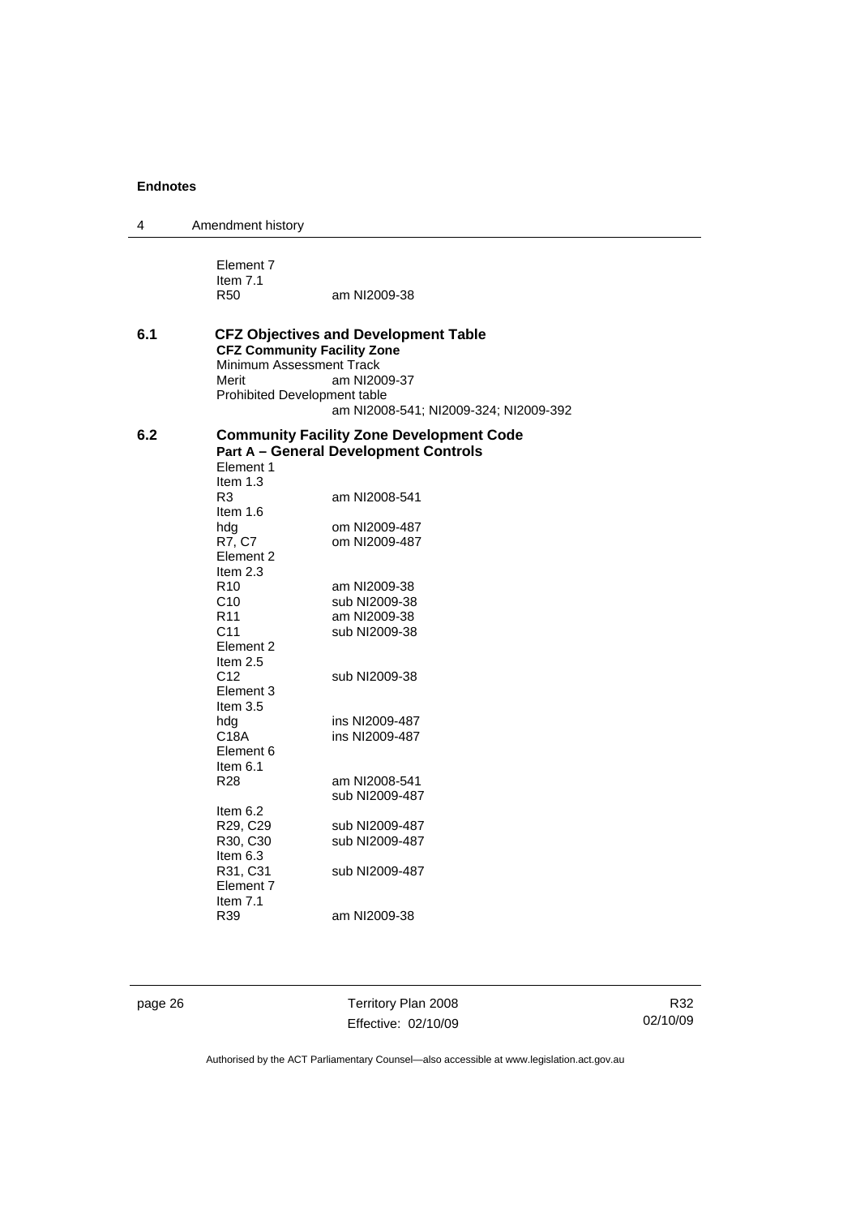Element 7
Item 7.1
R50 am NI2009-38

**6.1 CFZ Objectives and Development Table**

**CFZ Community Facility Zone**

Minimum Assessment Track
Merit am NI2009-37
Prohibited Development table
am NI2008-541; NI2009-324; NI2009-392

**6.2 Community Facility Zone Development Code**

**Part A – General Development Controls**

Element 1
Item 1.3
R3 am NI2008-541
Item 1.6
hdg om NI2009-487
R7, C7 om NI2009-487
Element 2
Item 2.3
R10 am NI2009-38
C10 sub NI2009-38
R11 am NI2009-38
C11 sub NI2009-38
Element 2
Item 2.5
C12 sub NI2009-38
Element 3
Item 3.5
hdg ins NI2009-487
C18A ins NI2009-487
Element 6
Item 6.1
R28 am NI2008-541
sub NI2009-487
Item 6.2
R29, C29 sub NI2009-487
R30, C30 sub NI2009-487
Item 6.3
R31, C31 sub NI2009-487
Element 7
Item 7.1
R39 am NI2009-38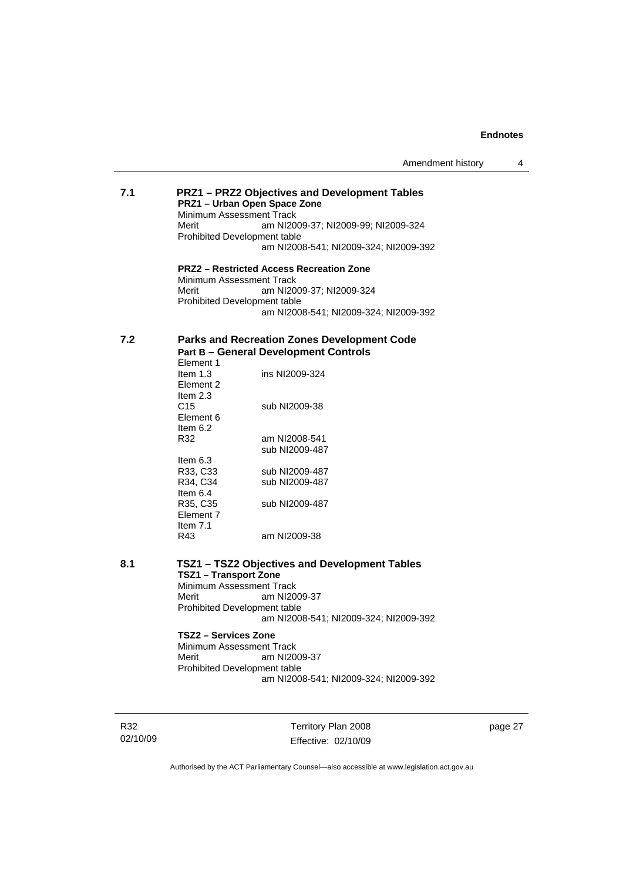**7.1 PRZ1 – PRZ2 Objectives and Development Tables**

**PRZ1 – Urban Open Space Zone**

Minimum Assessment Track

Merit am NI2009-37; NI2009-99; NI2009-324

Prohibited Development table

am NI2008-541; NI2009-324; NI2009-392

**PRZ2 – Restricted Access Recreation Zone**

Minimum Assessment Track

Merit am NI2009-37; NI2009-324

Prohibited Development table

am NI2008-541; NI2009-324; NI2009-392

**7.2 Parks and Recreation Zones Development Code**

**Part B – General Development Controls**

Element 1

Item 1.3 ins NI2009-324

Element 2

Item 2.3

C15 sub NI2009-38

Element 6

Item 6.2

R32 am NI2008-541
sub NI2009-487

Item 6.3

R33, C33 sub NI2009-487

R34, C34 sub NI2009-487

Item 6.4

R35, C35 sub NI2009-487

Element 7

Item 7.1

R43 am NI2009-38

**8.1 TSZ1 – TSZ2 Objectives and Development Tables**

**TSZ1 – Transport Zone**

Minimum Assessment Track

Merit am NI2009-37

Prohibited Development table

am NI2008-541; NI2009-324; NI2009-392

**TSZ2 – Services Zone**

Minimum Assessment Track

Merit am NI2009-37

Prohibited Development table

am NI2008-541; NI2009-324; NI2009-392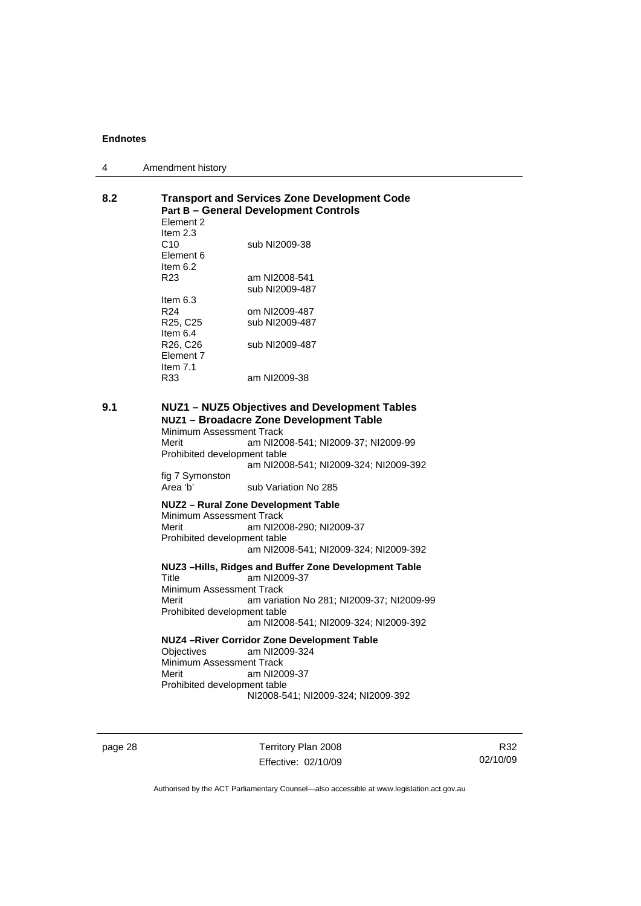**8.2 Transport and Services Zone Development Code**

**Part B – General Development Controls**

Element 2
Item 2.3
C10 sub NI2009-38
Element 6
Item 6.2
R23 am NI2008-541
 sub NI2009-487
Item 6.3
R24 om NI2009-487
R25, C25 sub NI2009-487
Item 6.4
R26, C26 sub NI2009-487
Element 7
Item 7.1
R33 am NI2009-38

**9.1 NUZ1 – NUZ5 Objectives and Development Tables**

**NUZ1 – Broadacre Zone Development Table**

Minimum Assessment Track
Merit am NI2008-541; NI2009-37; NI2009-99
Prohibited development table
 am NI2008-541; NI2009-324; NI2009-392
fig 7 Symonston
Area 'b' sub Variation No 285

**NUZ2 – Rural Zone Development Table**

Minimum Assessment Track
Merit am NI2008-290; NI2009-37
Prohibited development table
 am NI2008-541; NI2009-324; NI2009-392

**NUZ3 –Hills, Ridges and Buffer Zone Development Table**

Title am NI2009-37
Minimum Assessment Track
Merit am variation No 281; NI2009-37; NI2009-99
Prohibited development table
 am NI2008-541; NI2009-324; NI2009-392

**NUZ4 –River Corridor Zone Development Table**

Objectives am NI2009-324
Minimum Assessment Track
Merit am NI2009-37
Prohibited development table
 NI2008-541; NI2009-324; NI2009-392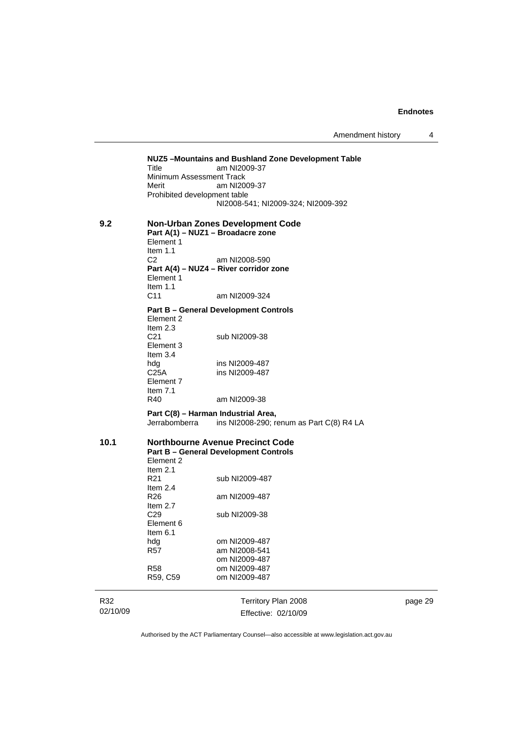**NUZ5 –Mountains and Bushland Zone Development Table**

Title am NI2009-37

Minimum Assessment Track

Merit am NI2009-37

Prohibited development table

NI2008-541; NI2009-324; NI2009-392

**9.2 Non-Urban Zones Development Code**

**Part A(1) – NUZ1 – Broadacre zone**

Element 1

Item 1.1

C2 am NI2008-590

**Part A(4) – NUZ4 – River corridor zone**

Element 1

Item 1.1

C11 am NI2009-324

**Part B – General Development Controls**

Element 2

Item 2.3

C21 sub NI2009-38

Element 3

Item 3.4

hdg ins NI2009-487

C25A ins NI2009-487

Element 7

Item 7.1

R40 am NI2009-38

**Part C(8) – Harman Industrial Area,**

Jerrabomberra ins NI2008-290; renum as Part C(8) R4 LA

**10.1 Northbourne Avenue Precinct Code**

**Part B – General Development Controls**

Element 2

Item 2.1

R21 sub NI2009-487

Item 2.4

R26 am NI2009-487

Item 2.7

C29 sub NI2009-38

Element 6

Item 6.1

hdg om NI2009-487

R57 am NI2008-541

om NI2009-487

R58 om NI2009-487

R59, C59 om NI2009-487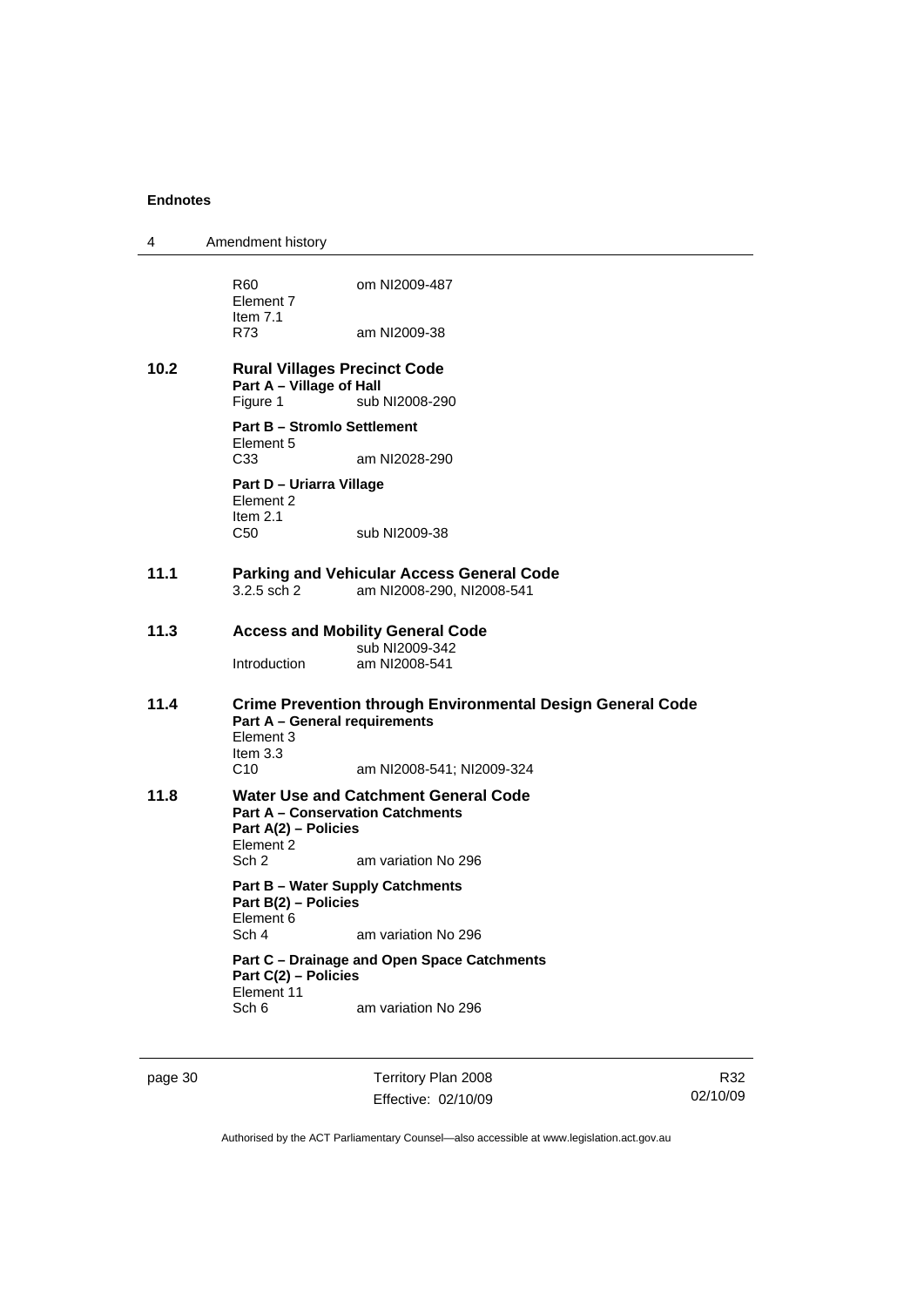R60 om NI2009-487
Element 7
Item 7.1
R73 am NI2009-38

**10.2 Rural Villages Precinct Code**

**Part A – Village of Hall**
Figure 1 sub NI2008-290

**Part B – Stromlo Settlement**
Element 5
C33 am NI2028-290

**Part D – Uriarra Village**
Element 2
Item 2.1
C50 sub NI2009-38

**11.1 Parking and Vehicular Access General Code**
3.2.5 sch 2 am NI2008-290, NI2008-541

**11.3 Access and Mobility General Code**
sub NI2009-342
Introduction am NI2008-541

**11.4 Crime Prevention through Environmental Design General Code**

**Part A – General requirements**
Element 3
Item 3.3
C10 am NI2008-541; NI2009-324

**11.8 Water Use and Catchment General Code**

**Part A – Conservation Catchments**

**Part A(2) – Policies**
Element 2
Sch 2 am variation No 296

**Part B – Water Supply Catchments**

**Part B(2) – Policies**
Element 6
Sch 4 am variation No 296

**Part C – Drainage and Open Space Catchments**

**Part C(2) – Policies**
Element 11
Sch 6 am variation No 296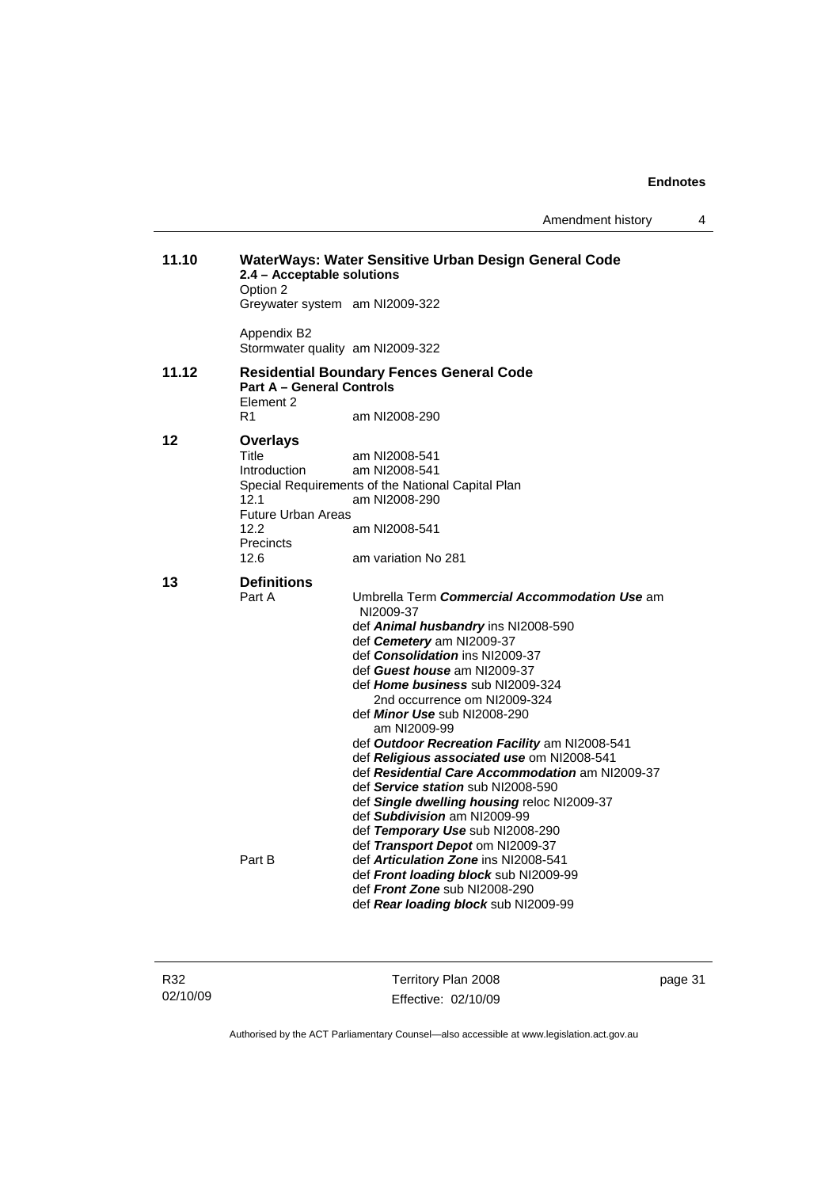**11.10 WaterWays: Water Sensitive Urban Design General Code**

**2.4 – Acceptable solutions**

Option 2

Greywater system am NI2009-322

Appendix B2

Stormwater quality am NI2009-322

**11.12 Residential Boundary Fences General Code**

**Part A – General Controls**

Element 2

R1 am NI2008-290

**12 Overlays**

Title am NI2008-541

Introduction am NI2008-541

Special Requirements of the National Capital Plan

12.1 am NI2008-290

Future Urban Areas

12.2 am NI2008-541

Precincts

12.6 am variation No 281

**13 Definitions**

Part A

Umbrella Term ***Commercial Accommodation Use*** am NI2009-37

def ***Animal husbandry*** ins NI2008-590

def ***Cemetery*** am NI2009-37

def ***Consolidation*** ins NI2009-37

def ***Guest house*** am NI2009-37

def ***Home business*** sub NI2009-324
 2nd occurrence om NI2009-324

def ***Minor Use*** sub NI2008-290
 am NI2009-99

def ***Outdoor Recreation Facility*** am NI2008-541

def ***Religious associated use*** om NI2008-541

def ***Residential Care Accommodation*** am NI2009-37

def ***Service station*** sub NI2008-590

def ***Single dwelling housing*** reloc NI2009-37

def ***Subdivision*** am NI2009-99

def ***Temporary Use*** sub NI2008-290

def ***Transport Depot*** om NI2009-37

Part B

def ***Articulation Zone*** ins NI2008-541

def ***Front loading block*** sub NI2009-99

def ***Front Zone*** sub NI2008-290

def ***Rear loading block*** sub NI2009-99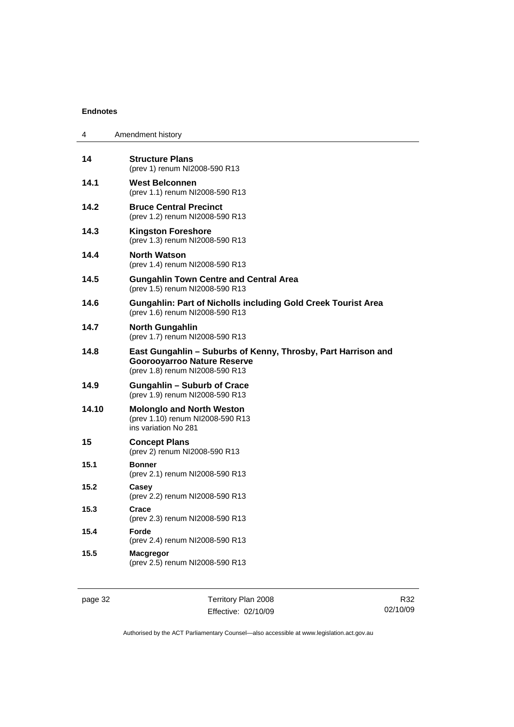**14 Structure Plans**
(prev 1) renum NI2008-590 R13

**14.1 West Belconnen**
(prev 1.1) renum NI2008-590 R13

**14.2 Bruce Central Precinct**
(prev 1.2) renum NI2008-590 R13

**14.3 Kingston Foreshore**
(prev 1.3) renum NI2008-590 R13

**14.4 North Watson**
(prev 1.4) renum NI2008-590 R13

**14.5 Gungahlin Town Centre and Central Area**
(prev 1.5) renum NI2008-590 R13

**14.6 Gungahlin: Part of Nicholls including Gold Creek Tourist Area**
(prev 1.6) renum NI2008-590 R13

**14.7 North Gungahlin**
(prev 1.7) renum NI2008-590 R13

**14.8 East Gungahlin – Suburbs of Kenny, Throsby, Part Harrison and Goorooyarroo Nature Reserve**
(prev 1.8) renum NI2008-590 R13

**14.9 Gungahlin – Suburb of Crace**
(prev 1.9) renum NI2008-590 R13

**14.10 Molonglo and North Weston**
(prev 1.10) renum NI2008-590 R13
ins variation No 281

**15 Concept Plans**
(prev 2) renum NI2008-590 R13

**15.1 Bonner**
(prev 2.1) renum NI2008-590 R13

**15.2 Casey**
(prev 2.2) renum NI2008-590 R13

**15.3 Crace**
(prev 2.3) renum NI2008-590 R13

**15.4 Forde**
(prev 2.4) renum NI2008-590 R13

**15.5 Macgregor**
(prev 2.5) renum NI2008-590 R13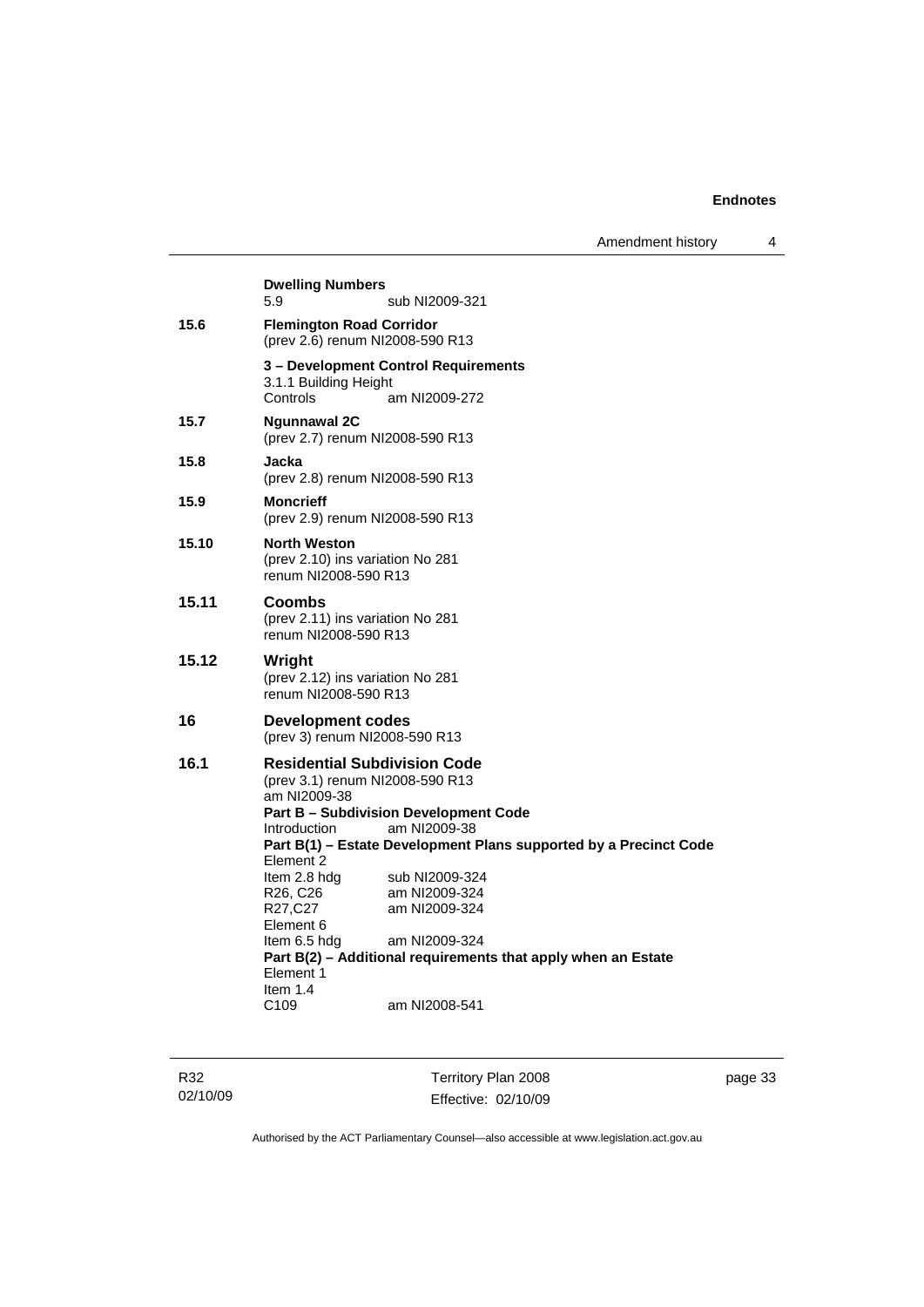**Dwelling Numbers**
5.9 sub NI2009-321

**15.6 Flemington Road Corridor**
(prev 2.6) renum NI2008-590 R13

**3 – Development Control Requirements**
3.1.1 Building Height Controls am NI2009-272

**15.7 Ngunnawal 2C**
(prev 2.7) renum NI2008-590 R13

**15.8 Jacka**
(prev 2.8) renum NI2008-590 R13

**15.9 Moncrieff**
(prev 2.9) renum NI2008-590 R13

**15.10 North Weston**
(prev 2.10) ins variation No 281
renum NI2008-590 R13

**15.11 Coombs**
(prev 2.11) ins variation No 281
renum NI2008-590 R13

**15.12 Wright**
(prev 2.12) ins variation No 281
renum NI2008-590 R13

**16 Development codes**
(prev 3) renum NI2008-590 R13

**16.1 Residential Subdivision Code**
(prev 3.1) renum NI2008-590 R13
am NI2009-38

**Part B – Subdivision Development Code**
Introduction am NI2009-38

**Part B(1) – Estate Development Plans supported by a Precinct Code**
Element 2
Item 2.8 hdg sub NI2009-324
R26, C26 am NI2009-324
R27,C27 am NI2009-324
Element 6
Item 6.5 hdg am NI2009-324

**Part B(2) – Additional requirements that apply when an Estate**
Element 1
Item 1.4
C109 am NI2008-541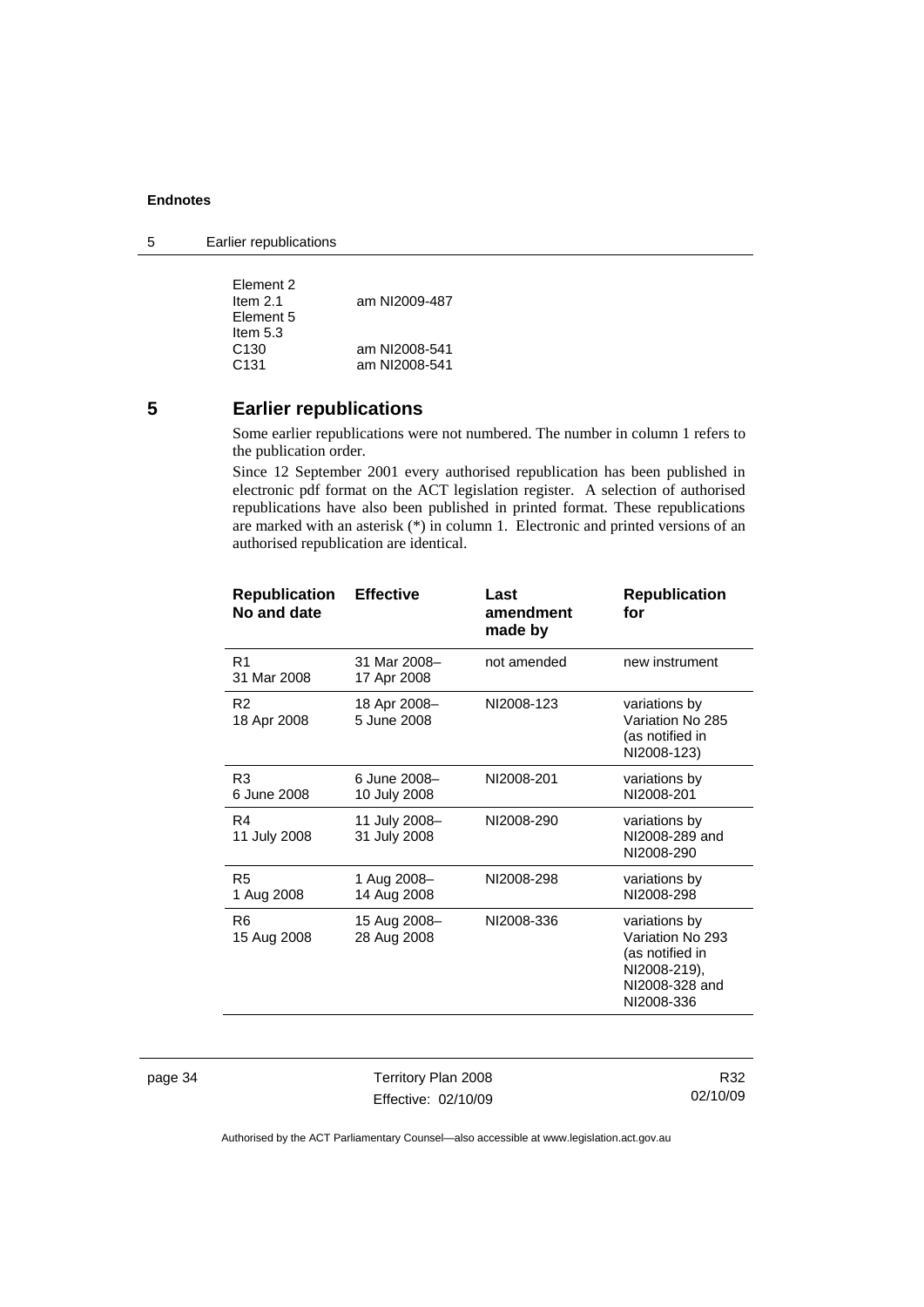Element 2
Item 2.1 am NI2009-487
Element 5
Item 5.3
C130 am NI2008-541
C131 am NI2008-541

## 5 Earlier republications

Some earlier republications were not numbered. The number in column 1 refers to the publication order.

Since 12 September 2001 every authorised republication has been published in electronic pdf format on the ACT legislation register. A selection of authorised republications have also been published in printed format. These republications are marked with an asterisk (*) in column 1. Electronic and printed versions of an authorised republication are identical.

| Republication No and date | Effective | Last amendment made by | Republication for |
|---|---|---|---|
| R1 31 Mar 2008 | 31 Mar 2008– 17 Apr 2008 | not amended | new instrument |
| R2 18 Apr 2008 | 18 Apr 2008– 5 June 2008 | NI2008-123 | variations by Variation No 285 (as notified in NI2008-123) |
| R3 6 June 2008 | 6 June 2008– 10 July 2008 | NI2008-201 | variations by NI2008-201 |
| R4 11 July 2008 | 11 July 2008– 31 July 2008 | NI2008-290 | variations by NI2008-289 and NI2008-290 |
| R5 1 Aug 2008 | 1 Aug 2008– 14 Aug 2008 | NI2008-298 | variations by NI2008-298 |
| R6 15 Aug 2008 | 15 Aug 2008– 28 Aug 2008 | NI2008-336 | variations by Variation No 293 (as notified in NI2008-219), NI2008-328 and NI2008-336 |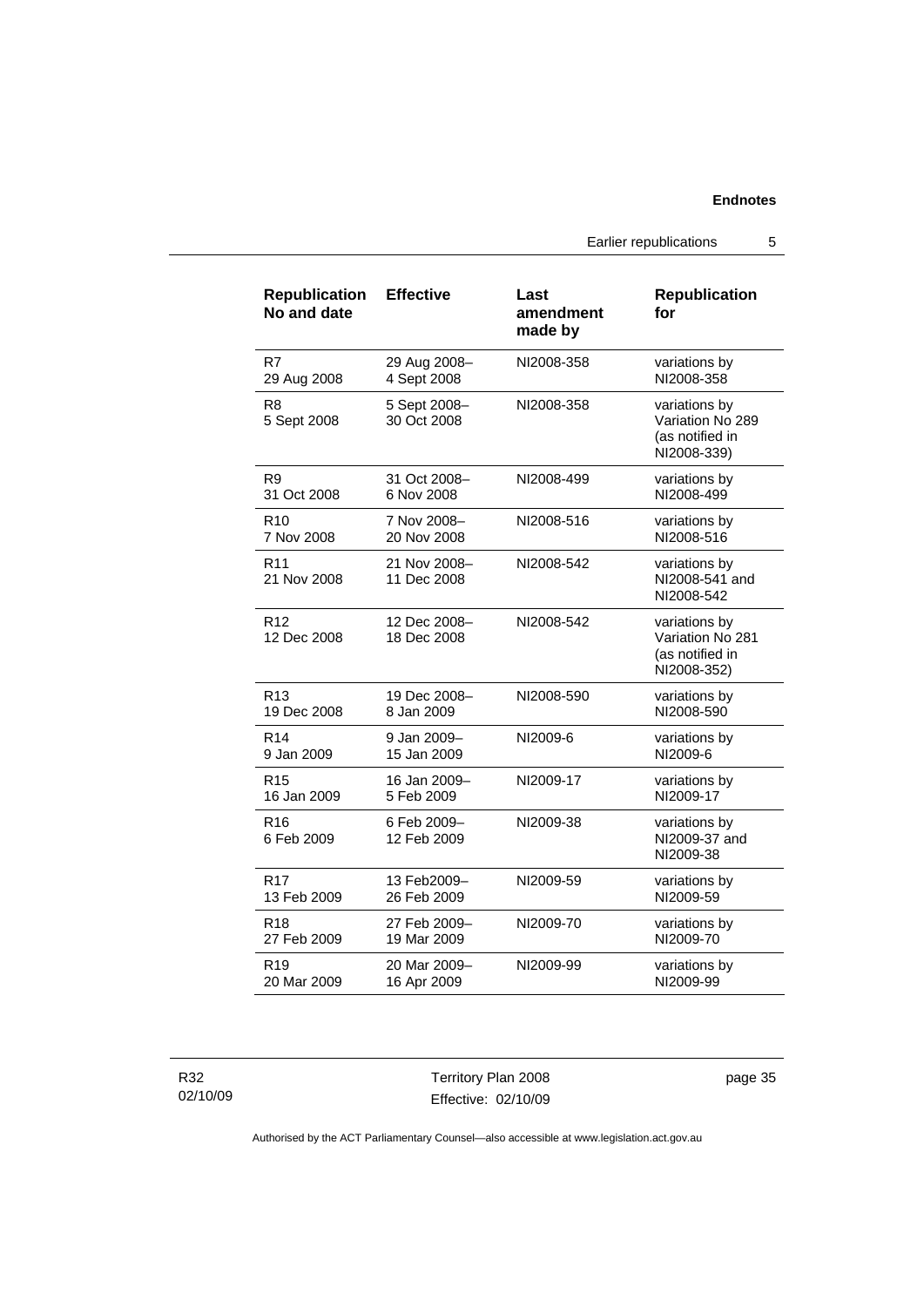| Republication No and date | Effective | Last amendment made by | Republication for |
|---|---|---|---|
| R7 29 Aug 2008 | 29 Aug 2008– 4 Sept 2008 | NI2008-358 | variations by NI2008-358 |
| R8 5 Sept 2008 | 5 Sept 2008– 30 Oct 2008 | NI2008-358 | variations by Variation No 289 (as notified in NI2008-339) |
| R9 31 Oct 2008 | 31 Oct 2008– 6 Nov 2008 | NI2008-499 | variations by NI2008-499 |
| R10 7 Nov 2008 | 7 Nov 2008– 20 Nov 2008 | NI2008-516 | variations by NI2008-516 |
| R11 21 Nov 2008 | 21 Nov 2008– 11 Dec 2008 | NI2008-542 | variations by NI2008-541 and NI2008-542 |
| R12 12 Dec 2008 | 12 Dec 2008– 18 Dec 2008 | NI2008-542 | variations by Variation No 281 (as notified in NI2008-352) |
| R13 19 Dec 2008 | 19 Dec 2008– 8 Jan 2009 | NI2008-590 | variations by NI2008-590 |
| R14 9 Jan 2009 | 9 Jan 2009– 15 Jan 2009 | NI2009-6 | variations by NI2009-6 |
| R15 16 Jan 2009 | 16 Jan 2009– 5 Feb 2009 | NI2009-17 | variations by NI2009-17 |
| R16 6 Feb 2009 | 6 Feb 2009– 12 Feb 2009 | NI2009-38 | variations by NI2009-37 and NI2009-38 |
| R17 13 Feb 2009 | 13 Feb2009– 26 Feb 2009 | NI2009-59 | variations by NI2009-59 |
| R18 27 Feb 2009 | 27 Feb 2009– 19 Mar 2009 | NI2009-70 | variations by NI2009-70 |
| R19 20 Mar 2009 | 20 Mar 2009– 16 Apr 2009 | NI2009-99 | variations by NI2009-99 |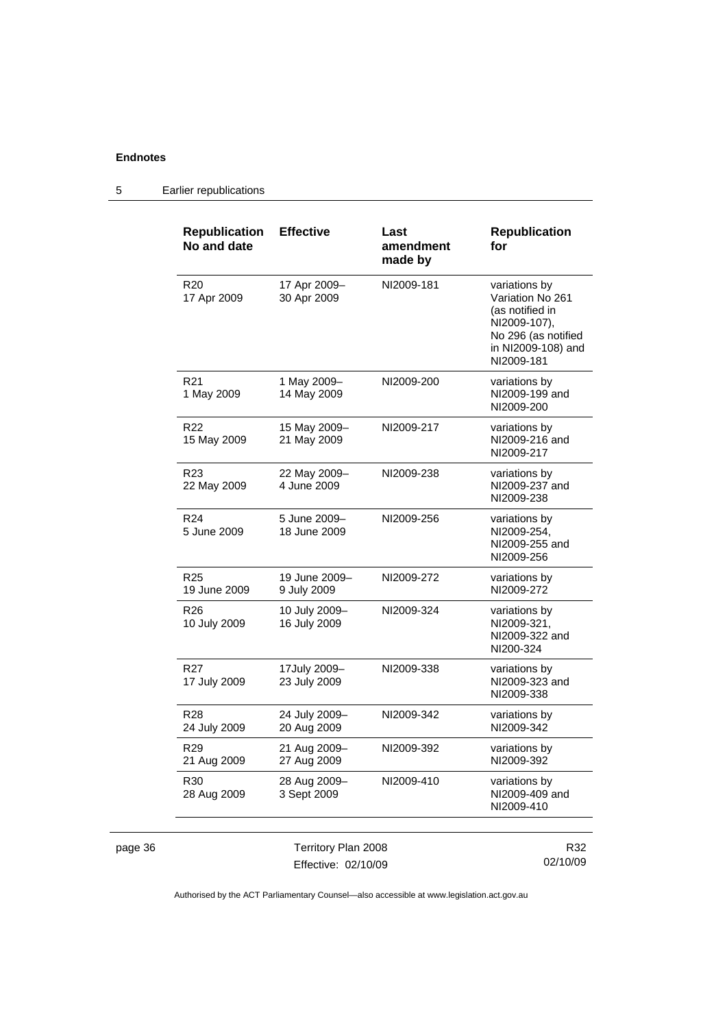## 5 Earlier republications

| Republication No and date | Effective | Last amendment made by | Republication for |
|---|---|---|---|
| R20<br>17 Apr 2009 | 17 Apr 2009–<br>30 Apr 2009 | NI2009-181 | variations by Variation No 261 (as notified in NI2009-107), No 296 (as notified in NI2009-108) and NI2009-181 |
| R21<br>1 May 2009 | 1 May 2009–<br>14 May 2009 | NI2009-200 | variations by NI2009-199 and NI2009-200 |
| R22<br>15 May 2009 | 15 May 2009–<br>21 May 2009 | NI2009-217 | variations by NI2009-216 and NI2009-217 |
| R23<br>22 May 2009 | 22 May 2009–<br>4 June 2009 | NI2009-238 | variations by NI2009-237 and NI2009-238 |
| R24<br>5 June 2009 | 5 June 2009–<br>18 June 2009 | NI2009-256 | variations by NI2009-254, NI2009-255 and NI2009-256 |
| R25<br>19 June 2009 | 19 June 2009–<br>9 July 2009 | NI2009-272 | variations by NI2009-272 |
| R26<br>10 July 2009 | 10 July 2009–<br>16 July 2009 | NI2009-324 | variations by NI2009-321, NI2009-322 and NI200-324 |
| R27<br>17 July 2009 | 17July 2009–<br>23 July 2009 | NI2009-338 | variations by NI2009-323 and NI2009-338 |
| R28<br>24 July 2009 | 24 July 2009–<br>20 Aug 2009 | NI2009-342 | variations by NI2009-342 |
| R29<br>21 Aug 2009 | 21 Aug 2009–<br>27 Aug 2009 | NI2009-392 | variations by NI2009-392 |
| R30<br>28 Aug 2009 | 28 Aug 2009–<br>3 Sept 2009 | NI2009-410 | variations by NI2009-409 and NI2009-410 |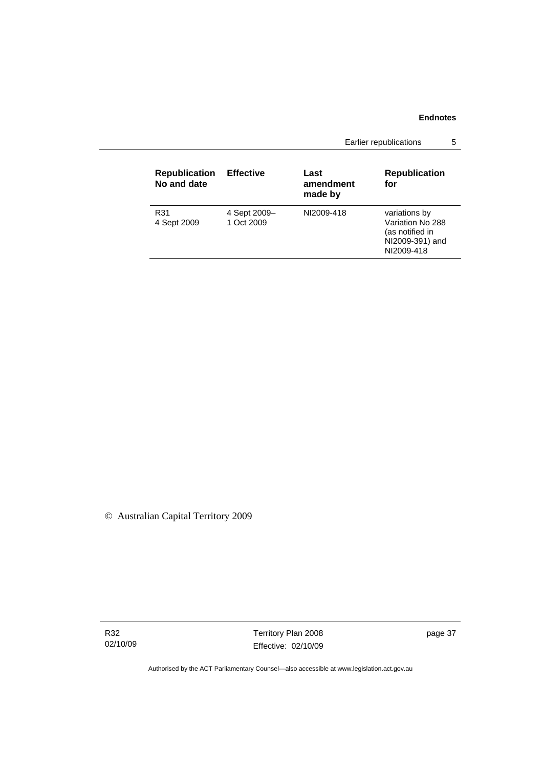| Republication No and date | Effective | Last amendment made by | Republication for |
|---|---|---|---|
| R31 4 Sept 2009 | 4 Sept 2009– 1 Oct 2009 | NI2009-418 | variations by Variation No 288 (as notified in NI2009-391) and NI2009-418 |

© Australian Capital Territory 2009